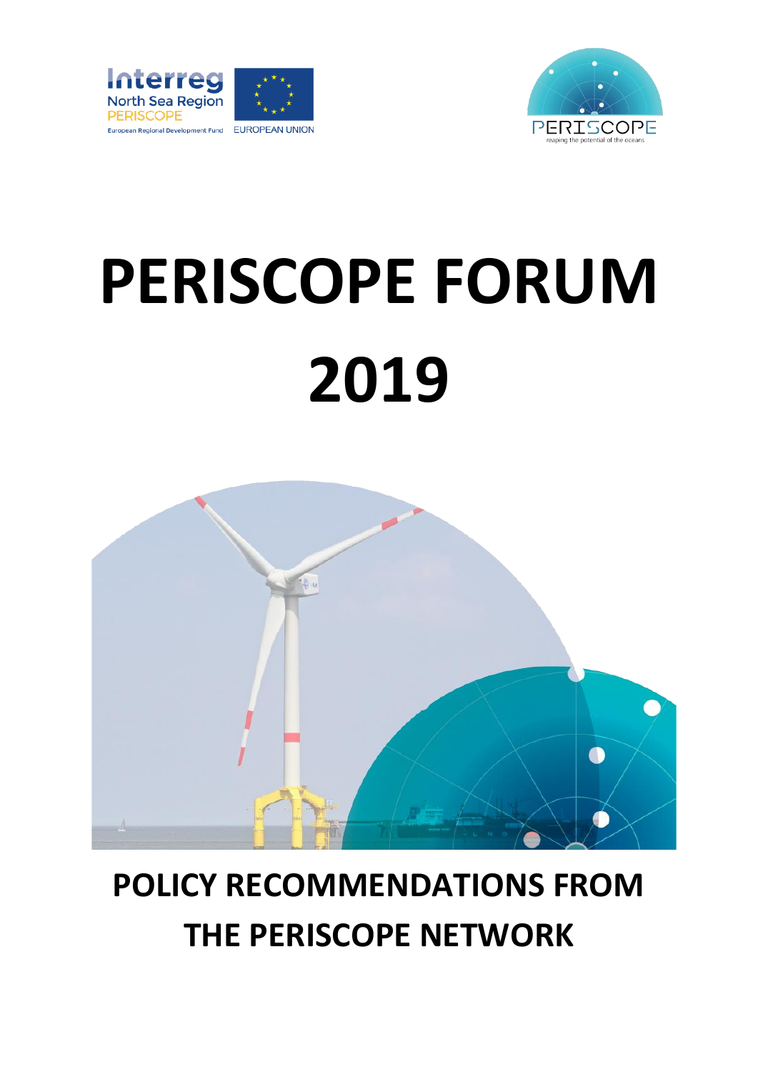# PERISCOPE FORUM 2019

## POLICY RECOMMENDATIONS FROM THE PERISCOPE NETWORK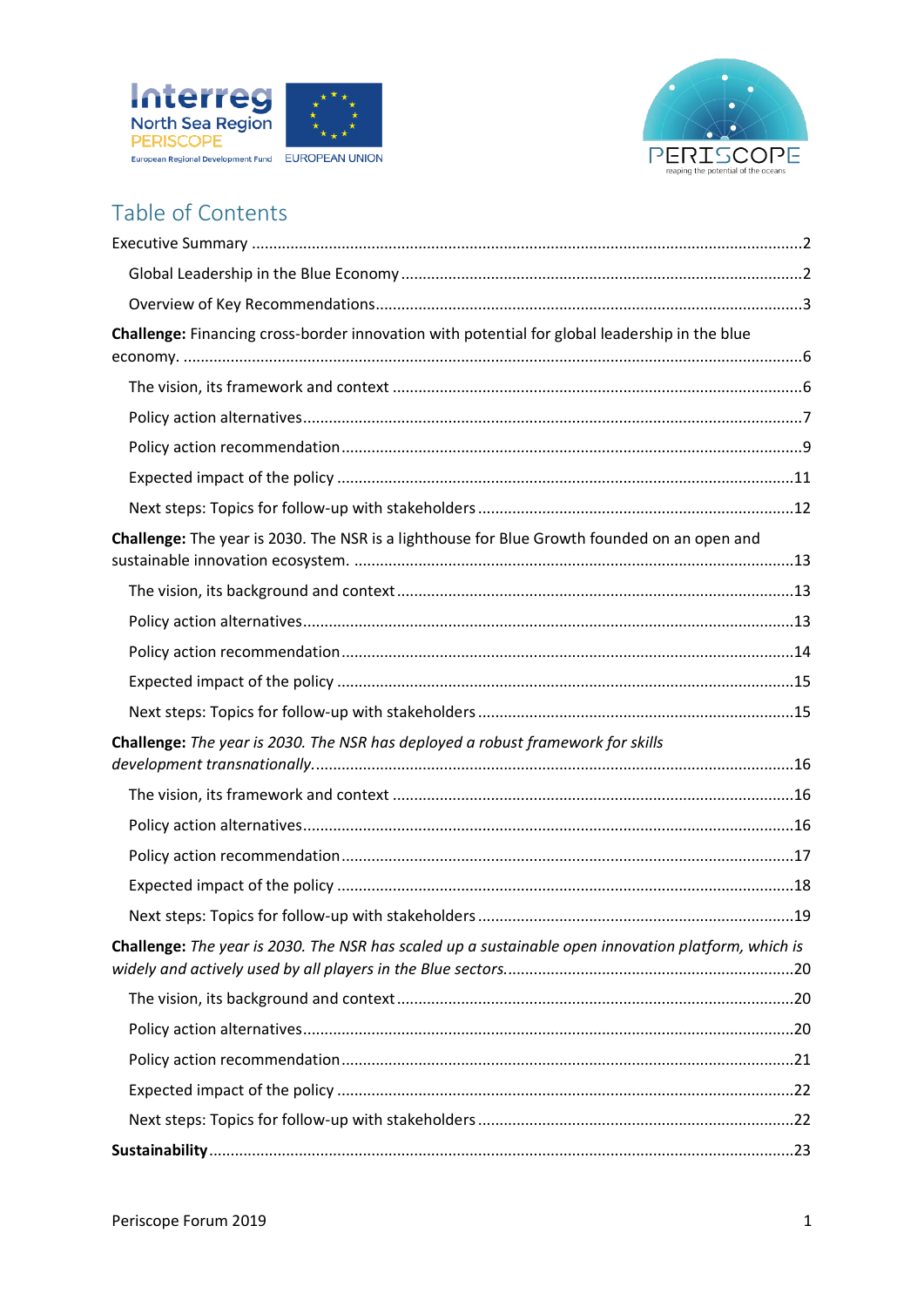# Table of Contents

Executive Summary ....................................................................................................................2

Global Leadership in the Blue Economy ..............................................................................2

Overview of Key Recommendations.....................................................................................3

**Challenge:** Financing cross-border innovation with potential for global leadership in the blue economy. ..................................................................................................................................6

The vision, its framework and context ..................................................................................6

Policy action alternatives.......................................................................................................7

Policy action recommendation...............................................................................................9

Expected impact of the policy ..............................................................................................11

Next steps: Topics for follow-up with stakeholders ..............................................................12

**Challenge:** The year is 2030. The NSR is a lighthouse for Blue Growth founded on an open and sustainable innovation ecosystem. .......................................................................................13

The vision, its background and context ................................................................................13

Policy action alternatives......................................................................................................13

Policy action recommendation..............................................................................................14

Expected impact of the policy ..............................................................................................15

Next steps: Topics for follow-up with stakeholders ..............................................................15

**Challenge:** *The year is 2030. The NSR has deployed a robust framework for skills development transnationally.*...................................................................................................16

The vision, its framework and context ..................................................................................16

Policy action alternatives......................................................................................................16

Policy action recommendation..............................................................................................17

Expected impact of the policy ..............................................................................................18

Next steps: Topics for follow-up with stakeholders ..............................................................19

**Challenge:** *The year is 2030. The NSR has scaled up a sustainable open innovation platform, which is widely and actively used by all players in the Blue sectors.*........................................................20

The vision, its background and context ................................................................................20

Policy action alternatives......................................................................................................20

Policy action recommendation..............................................................................................21

Expected impact of the policy ..............................................................................................22

Next steps: Topics for follow-up with stakeholders ..............................................................22

**Sustainability**..........................................................................................................................23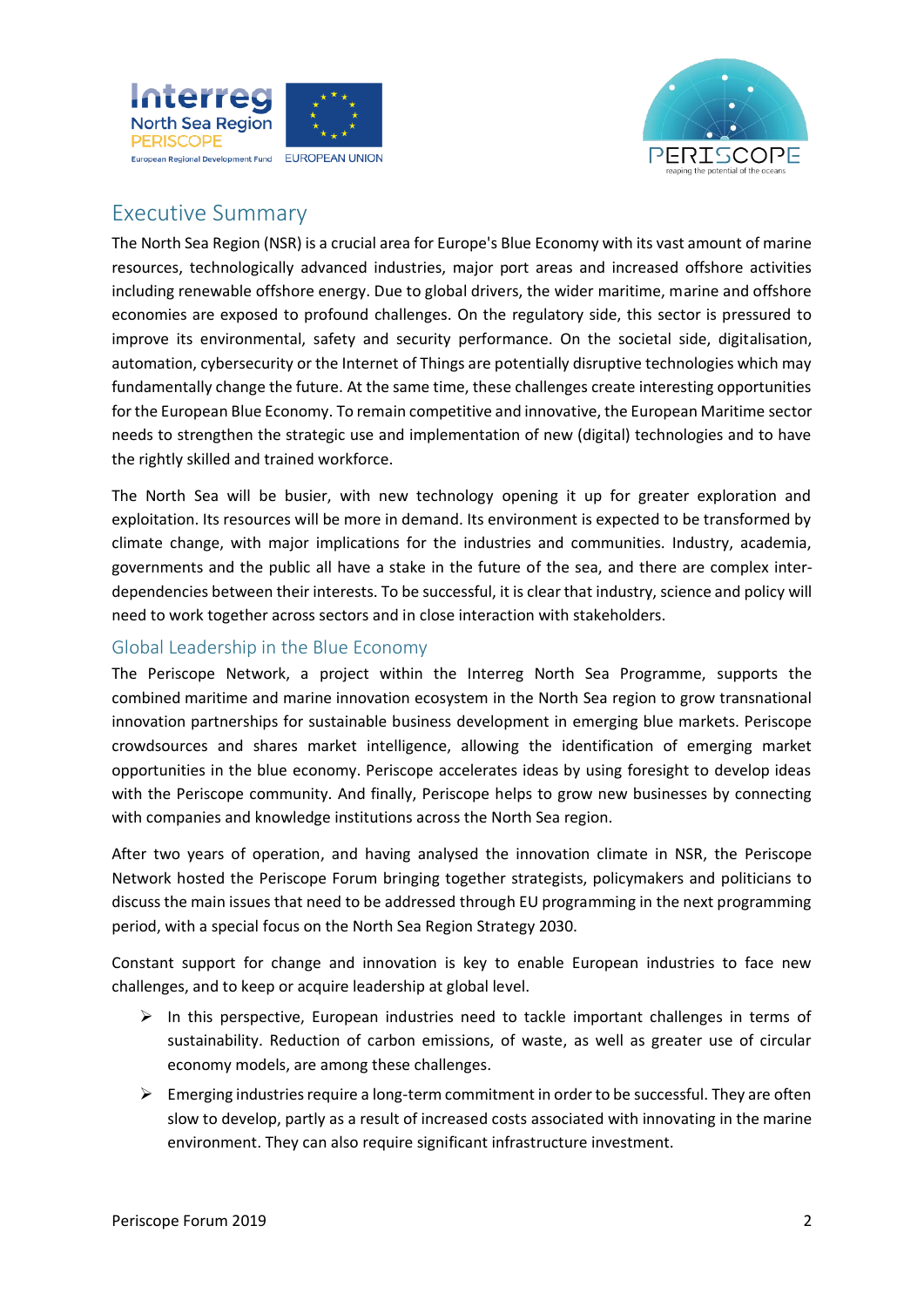# Executive Summary

The North Sea Region (NSR) is a crucial area for Europe's Blue Economy with its vast amount of marine resources, technologically advanced industries, major port areas and increased offshore activities including renewable offshore energy. Due to global drivers, the wider maritime, marine and offshore economies are exposed to profound challenges. On the regulatory side, this sector is pressured to improve its environmental, safety and security performance. On the societal side, digitalisation, automation, cybersecurity or the Internet of Things are potentially disruptive technologies which may fundamentally change the future. At the same time, these challenges create interesting opportunities for the European Blue Economy. To remain competitive and innovative, the European Maritime sector needs to strengthen the strategic use and implementation of new (digital) technologies and to have the rightly skilled and trained workforce.

The North Sea will be busier, with new technology opening it up for greater exploration and exploitation. Its resources will be more in demand. Its environment is expected to be transformed by climate change, with major implications for the industries and communities. Industry, academia, governments and the public all have a stake in the future of the sea, and there are complex inter-dependencies between their interests. To be successful, it is clear that industry, science and policy will need to work together across sectors and in close interaction with stakeholders.

## Global Leadership in the Blue Economy

The Periscope Network, a project within the Interreg North Sea Programme, supports the combined maritime and marine innovation ecosystem in the North Sea region to grow transnational innovation partnerships for sustainable business development in emerging blue markets. Periscope crowdsources and shares market intelligence, allowing the identification of emerging market opportunities in the blue economy. Periscope accelerates ideas by using foresight to develop ideas with the Periscope community. And finally, Periscope helps to grow new businesses by connecting with companies and knowledge institutions across the North Sea region.

After two years of operation, and having analysed the innovation climate in NSR, the Periscope Network hosted the Periscope Forum bringing together strategists, policymakers and politicians to discuss the main issues that need to be addressed through EU programming in the next programming period, with a special focus on the North Sea Region Strategy 2030.

Constant support for change and innovation is key to enable European industries to face new challenges, and to keep or acquire leadership at global level.

- In this perspective, European industries need to tackle important challenges in terms of sustainability. Reduction of carbon emissions, of waste, as well as greater use of circular economy models, are among these challenges.
- Emerging industries require a long-term commitment in order to be successful. They are often slow to develop, partly as a result of increased costs associated with innovating in the marine environment. They can also require significant infrastructure investment.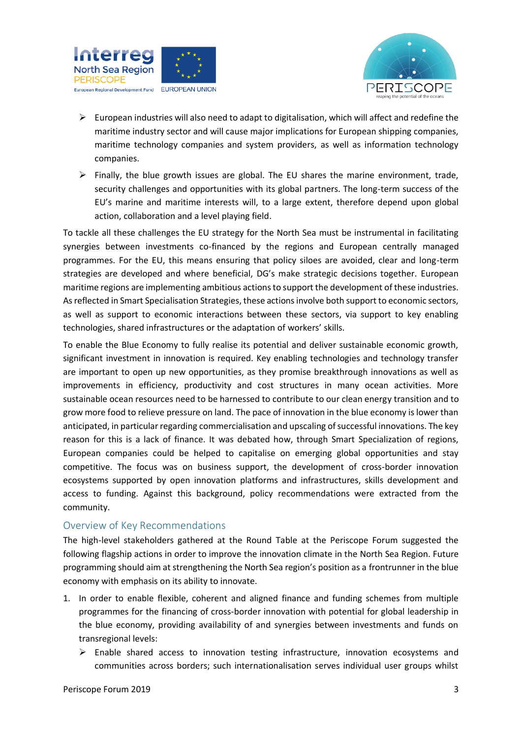- European industries will also need to adapt to digitalisation, which will affect and redefine the maritime industry sector and will cause major implications for European shipping companies, maritime technology companies and system providers, as well as information technology companies.
- Finally, the blue growth issues are global. The EU shares the marine environment, trade, security challenges and opportunities with its global partners. The long-term success of the EU's marine and maritime interests will, to a large extent, therefore depend upon global action, collaboration and a level playing field.

To tackle all these challenges the EU strategy for the North Sea must be instrumental in facilitating synergies between investments co-financed by the regions and European centrally managed programmes. For the EU, this means ensuring that policy siloes are avoided, clear and long-term strategies are developed and where beneficial, DG's make strategic decisions together. European maritime regions are implementing ambitious actions to support the development of these industries. As reflected in Smart Specialisation Strategies, these actions involve both support to economic sectors, as well as support to economic interactions between these sectors, via support to key enabling technologies, shared infrastructures or the adaptation of workers' skills.

To enable the Blue Economy to fully realise its potential and deliver sustainable economic growth, significant investment in innovation is required. Key enabling technologies and technology transfer are important to open up new opportunities, as they promise breakthrough innovations as well as improvements in efficiency, productivity and cost structures in many ocean activities. More sustainable ocean resources need to be harnessed to contribute to our clean energy transition and to grow more food to relieve pressure on land. The pace of innovation in the blue economy is lower than anticipated, in particular regarding commercialisation and upscaling of successful innovations. The key reason for this is a lack of finance. It was debated how, through Smart Specialization of regions, European companies could be helped to capitalise on emerging global opportunities and stay competitive. The focus was on business support, the development of cross-border innovation ecosystems supported by open innovation platforms and infrastructures, skills development and access to funding. Against this background, policy recommendations were extracted from the community.

## Overview of Key Recommendations

The high-level stakeholders gathered at the Round Table at the Periscope Forum suggested the following flagship actions in order to improve the innovation climate in the North Sea Region. Future programming should aim at strengthening the North Sea region's position as a frontrunner in the blue economy with emphasis on its ability to innovate.

1. In order to enable flexible, coherent and aligned finance and funding schemes from multiple programmes for the financing of cross-border innovation with potential for global leadership in the blue economy, providing availability of and synergies between investments and funds on transregional levels:
   - Enable shared access to innovation testing infrastructure, innovation ecosystems and communities across borders; such internationalisation serves individual user groups whilst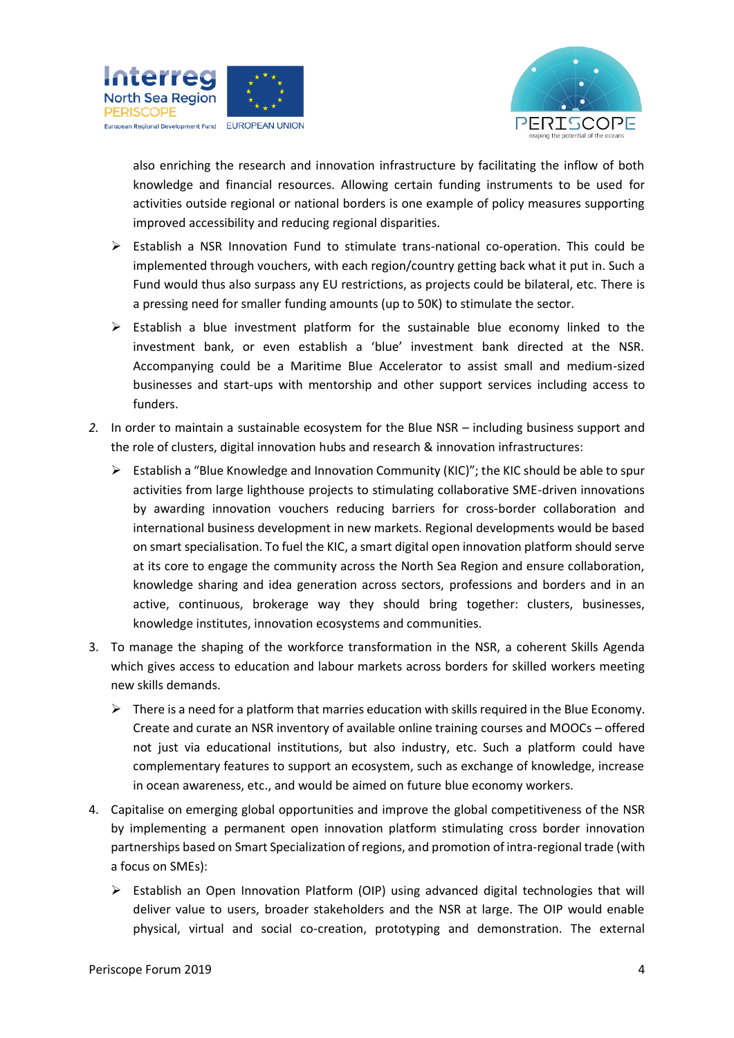also enriching the research and innovation infrastructure by facilitating the inflow of both knowledge and financial resources. Allowing certain funding instruments to be used for activities outside regional or national borders is one example of policy measures supporting improved accessibility and reducing regional disparities.

- Establish a NSR Innovation Fund to stimulate trans-national co-operation. This could be implemented through vouchers, with each region/country getting back what it put in. Such a Fund would thus also surpass any EU restrictions, as projects could be bilateral, etc. There is a pressing need for smaller funding amounts (up to 50K) to stimulate the sector.
- Establish a blue investment platform for the sustainable blue economy linked to the investment bank, or even establish a 'blue' investment bank directed at the NSR. Accompanying could be a Maritime Blue Accelerator to assist small and medium-sized businesses and start-ups with mentorship and other support services including access to funders.

2. In order to maintain a sustainable ecosystem for the Blue NSR – including business support and the role of clusters, digital innovation hubs and research & innovation infrastructures:
   - Establish a "Blue Knowledge and Innovation Community (KIC)"; the KIC should be able to spur activities from large lighthouse projects to stimulating collaborative SME-driven innovations by awarding innovation vouchers reducing barriers for cross-border collaboration and international business development in new markets. Regional developments would be based on smart specialisation. To fuel the KIC, a smart digital open innovation platform should serve at its core to engage the community across the North Sea Region and ensure collaboration, knowledge sharing and idea generation across sectors, professions and borders and in an active, continuous, brokerage way they should bring together: clusters, businesses, knowledge institutes, innovation ecosystems and communities.
3. To manage the shaping of the workforce transformation in the NSR, a coherent Skills Agenda which gives access to education and labour markets across borders for skilled workers meeting new skills demands.
   - There is a need for a platform that marries education with skills required in the Blue Economy. Create and curate an NSR inventory of available online training courses and MOOCs – offered not just via educational institutions, but also industry, etc. Such a platform could have complementary features to support an ecosystem, such as exchange of knowledge, increase in ocean awareness, etc., and would be aimed on future blue economy workers.
4. Capitalise on emerging global opportunities and improve the global competitiveness of the NSR by implementing a permanent open innovation platform stimulating cross border innovation partnerships based on Smart Specialization of regions, and promotion of intra-regional trade (with a focus on SMEs):
   - Establish an Open Innovation Platform (OIP) using advanced digital technologies that will deliver value to users, broader stakeholders and the NSR at large. The OIP would enable physical, virtual and social co-creation, prototyping and demonstration. The external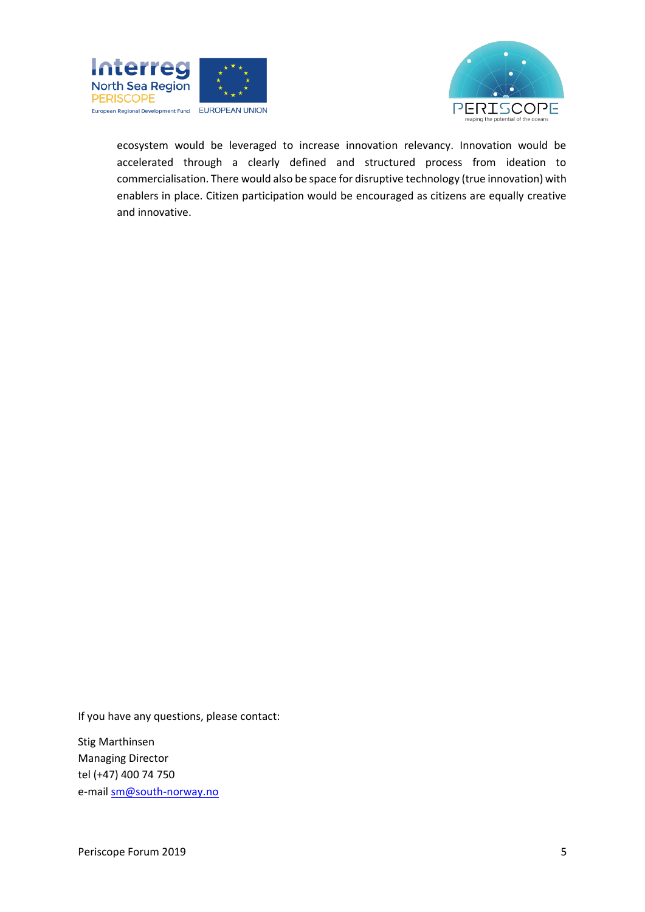ecosystem would be leveraged to increase innovation relevancy. Innovation would be accelerated through a clearly defined and structured process from ideation to commercialisation. There would also be space for disruptive technology (true innovation) with enablers in place. Citizen participation would be encouraged as citizens are equally creative and innovative.

If you have any questions, please contact:

Stig Marthinsen
Managing Director
tel (+47) 400 74 750
e-mail sm@south-norway.no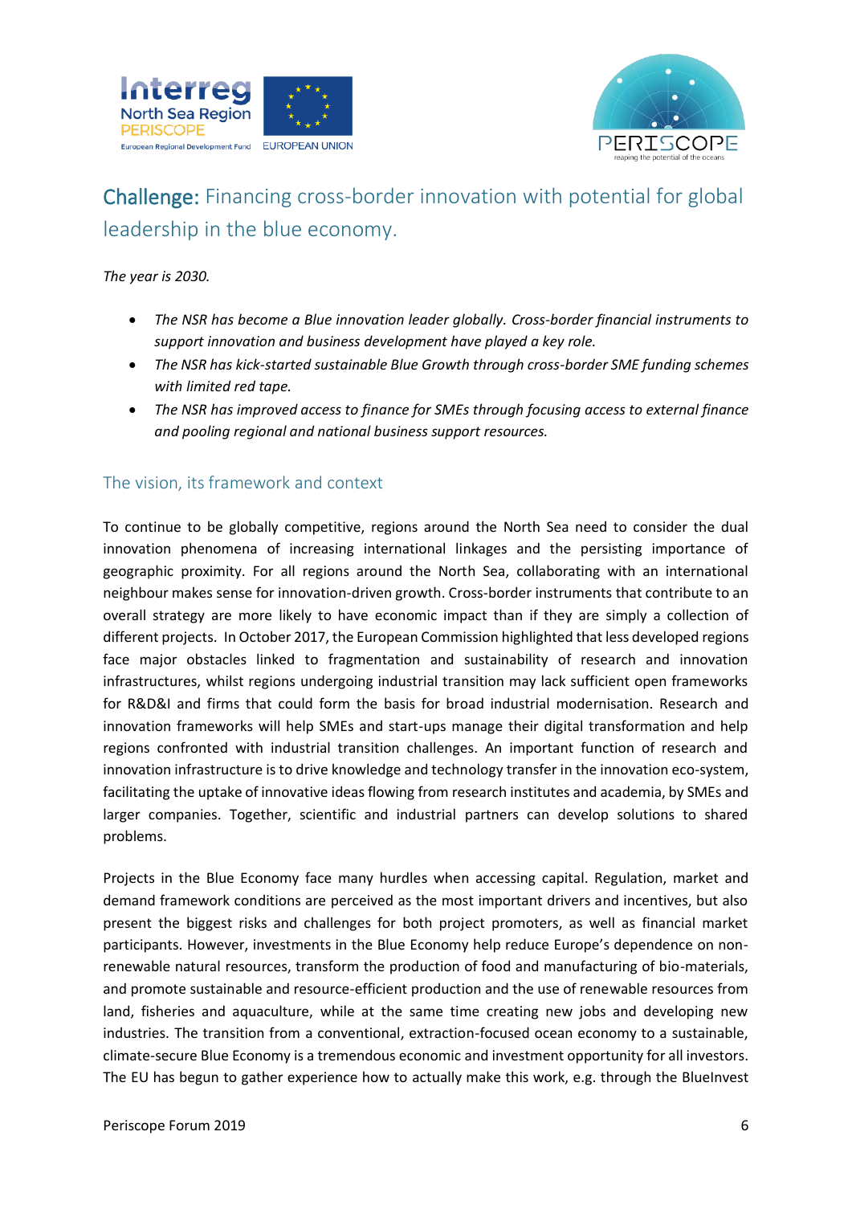## Challenge: Financing cross-border innovation with potential for global leadership in the blue economy.

*The year is 2030.*

- *The NSR has become a Blue innovation leader globally. Cross-border financial instruments to support innovation and business development have played a key role.*
- *The NSR has kick-started sustainable Blue Growth through cross-border SME funding schemes with limited red tape.*
- *The NSR has improved access to finance for SMEs through focusing access to external finance and pooling regional and national business support resources.*

### The vision, its framework and context

To continue to be globally competitive, regions around the North Sea need to consider the dual innovation phenomena of increasing international linkages and the persisting importance of geographic proximity. For all regions around the North Sea, collaborating with an international neighbour makes sense for innovation-driven growth. Cross-border instruments that contribute to an overall strategy are more likely to have economic impact than if they are simply a collection of different projects. In October 2017, the European Commission highlighted that less developed regions face major obstacles linked to fragmentation and sustainability of research and innovation infrastructures, whilst regions undergoing industrial transition may lack sufficient open frameworks for R&D&I and firms that could form the basis for broad industrial modernisation. Research and innovation frameworks will help SMEs and start-ups manage their digital transformation and help regions confronted with industrial transition challenges. An important function of research and innovation infrastructure is to drive knowledge and technology transfer in the innovation eco-system, facilitating the uptake of innovative ideas flowing from research institutes and academia, by SMEs and larger companies. Together, scientific and industrial partners can develop solutions to shared problems.

Projects in the Blue Economy face many hurdles when accessing capital. Regulation, market and demand framework conditions are perceived as the most important drivers and incentives, but also present the biggest risks and challenges for both project promoters, as well as financial market participants. However, investments in the Blue Economy help reduce Europe's dependence on non-renewable natural resources, transform the production of food and manufacturing of bio-materials, and promote sustainable and resource-efficient production and the use of renewable resources from land, fisheries and aquaculture, while at the same time creating new jobs and developing new industries. The transition from a conventional, extraction-focused ocean economy to a sustainable, climate-secure Blue Economy is a tremendous economic and investment opportunity for all investors. The EU has begun to gather experience how to actually make this work, e.g. through the BlueInvest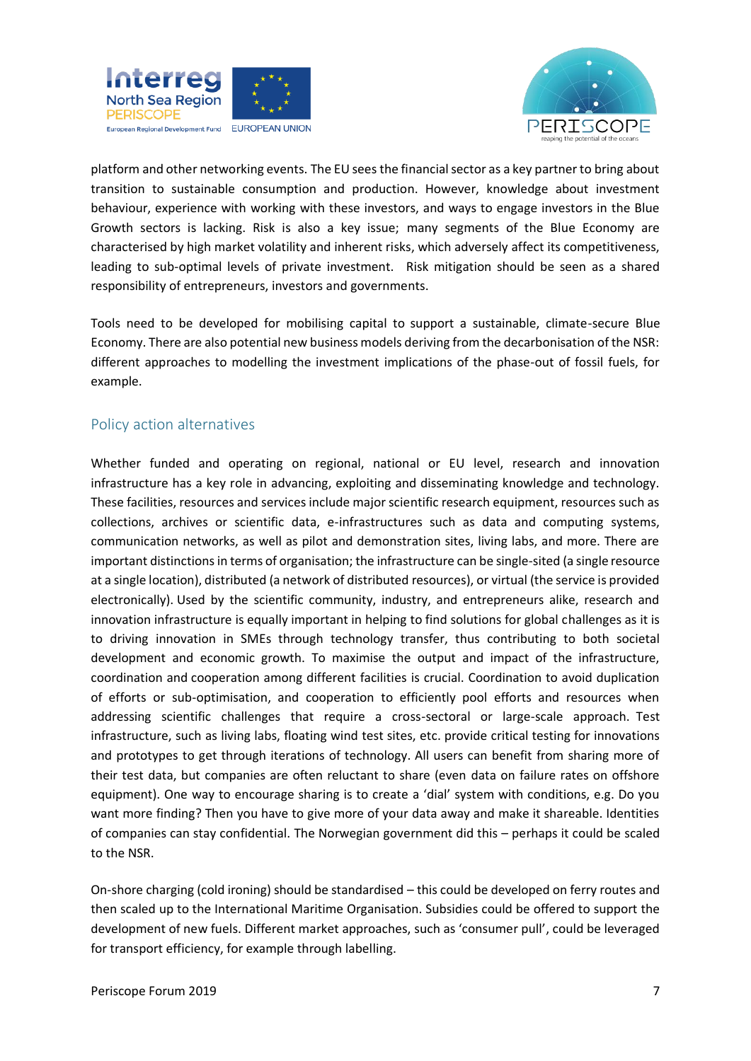platform and other networking events. The EU sees the financial sector as a key partner to bring about transition to sustainable consumption and production. However, knowledge about investment behaviour, experience with working with these investors, and ways to engage investors in the Blue Growth sectors is lacking. Risk is also a key issue; many segments of the Blue Economy are characterised by high market volatility and inherent risks, which adversely affect its competitiveness, leading to sub-optimal levels of private investment. Risk mitigation should be seen as a shared responsibility of entrepreneurs, investors and governments.

Tools need to be developed for mobilising capital to support a sustainable, climate-secure Blue Economy. There are also potential new business models deriving from the decarbonisation of the NSR: different approaches to modelling the investment implications of the phase-out of fossil fuels, for example.

## Policy action alternatives

Whether funded and operating on regional, national or EU level, research and innovation infrastructure has a key role in advancing, exploiting and disseminating knowledge and technology. These facilities, resources and services include major scientific research equipment, resources such as collections, archives or scientific data, e-infrastructures such as data and computing systems, communication networks, as well as pilot and demonstration sites, living labs, and more. There are important distinctions in terms of organisation; the infrastructure can be single-sited (a single resource at a single location), distributed (a network of distributed resources), or virtual (the service is provided electronically). Used by the scientific community, industry, and entrepreneurs alike, research and innovation infrastructure is equally important in helping to find solutions for global challenges as it is to driving innovation in SMEs through technology transfer, thus contributing to both societal development and economic growth. To maximise the output and impact of the infrastructure, coordination and cooperation among different facilities is crucial. Coordination to avoid duplication of efforts or sub-optimisation, and cooperation to efficiently pool efforts and resources when addressing scientific challenges that require a cross-sectoral or large-scale approach. Test infrastructure, such as living labs, floating wind test sites, etc. provide critical testing for innovations and prototypes to get through iterations of technology. All users can benefit from sharing more of their test data, but companies are often reluctant to share (even data on failure rates on offshore equipment). One way to encourage sharing is to create a 'dial' system with conditions, e.g. Do you want more finding? Then you have to give more of your data away and make it shareable. Identities of companies can stay confidential. The Norwegian government did this – perhaps it could be scaled to the NSR.

On-shore charging (cold ironing) should be standardised – this could be developed on ferry routes and then scaled up to the International Maritime Organisation. Subsidies could be offered to support the development of new fuels. Different market approaches, such as 'consumer pull', could be leveraged for transport efficiency, for example through labelling.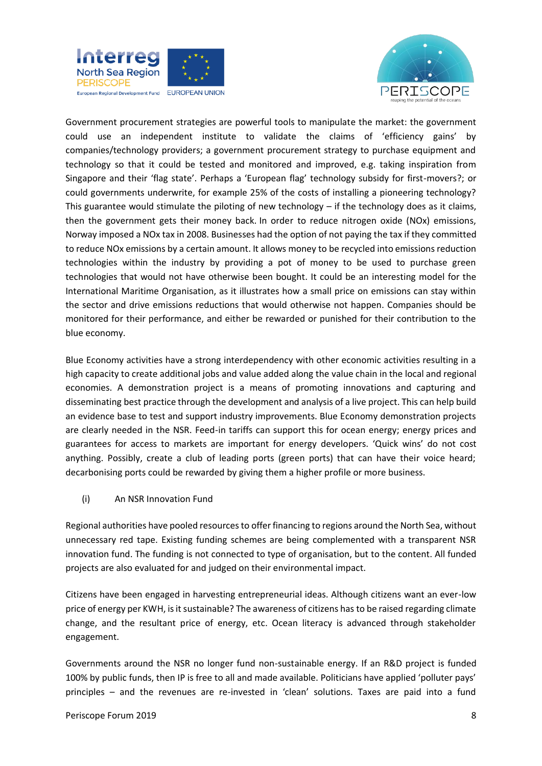Government procurement strategies are powerful tools to manipulate the market: the government could use an independent institute to validate the claims of 'efficiency gains' by companies/technology providers; a government procurement strategy to purchase equipment and technology so that it could be tested and monitored and improved, e.g. taking inspiration from Singapore and their 'flag state'. Perhaps a 'European flag' technology subsidy for first-movers?; or could governments underwrite, for example 25% of the costs of installing a pioneering technology? This guarantee would stimulate the piloting of new technology – if the technology does as it claims, then the government gets their money back. In order to reduce nitrogen oxide (NOx) emissions, Norway imposed a NOx tax in 2008. Businesses had the option of not paying the tax if they committed to reduce NOx emissions by a certain amount. It allows money to be recycled into emissions reduction technologies within the industry by providing a pot of money to be used to purchase green technologies that would not have otherwise been bought. It could be an interesting model for the International Maritime Organisation, as it illustrates how a small price on emissions can stay within the sector and drive emissions reductions that would otherwise not happen. Companies should be monitored for their performance, and either be rewarded or punished for their contribution to the blue economy.

Blue Economy activities have a strong interdependency with other economic activities resulting in a high capacity to create additional jobs and value added along the value chain in the local and regional economies. A demonstration project is a means of promoting innovations and capturing and disseminating best practice through the development and analysis of a live project. This can help build an evidence base to test and support industry improvements. Blue Economy demonstration projects are clearly needed in the NSR. Feed-in tariffs can support this for ocean energy; energy prices and guarantees for access to markets are important for energy developers. 'Quick wins' do not cost anything. Possibly, create a club of leading ports (green ports) that can have their voice heard; decarbonising ports could be rewarded by giving them a higher profile or more business.

(i) An NSR Innovation Fund

Regional authorities have pooled resources to offer financing to regions around the North Sea, without unnecessary red tape. Existing funding schemes are being complemented with a transparent NSR innovation fund. The funding is not connected to type of organisation, but to the content. All funded projects are also evaluated for and judged on their environmental impact.

Citizens have been engaged in harvesting entrepreneurial ideas. Although citizens want an ever-low price of energy per KWH, is it sustainable? The awareness of citizens has to be raised regarding climate change, and the resultant price of energy, etc. Ocean literacy is advanced through stakeholder engagement.

Governments around the NSR no longer fund non-sustainable energy. If an R&D project is funded 100% by public funds, then IP is free to all and made available. Politicians have applied 'polluter pays' principles – and the revenues are re-invested in 'clean' solutions. Taxes are paid into a fund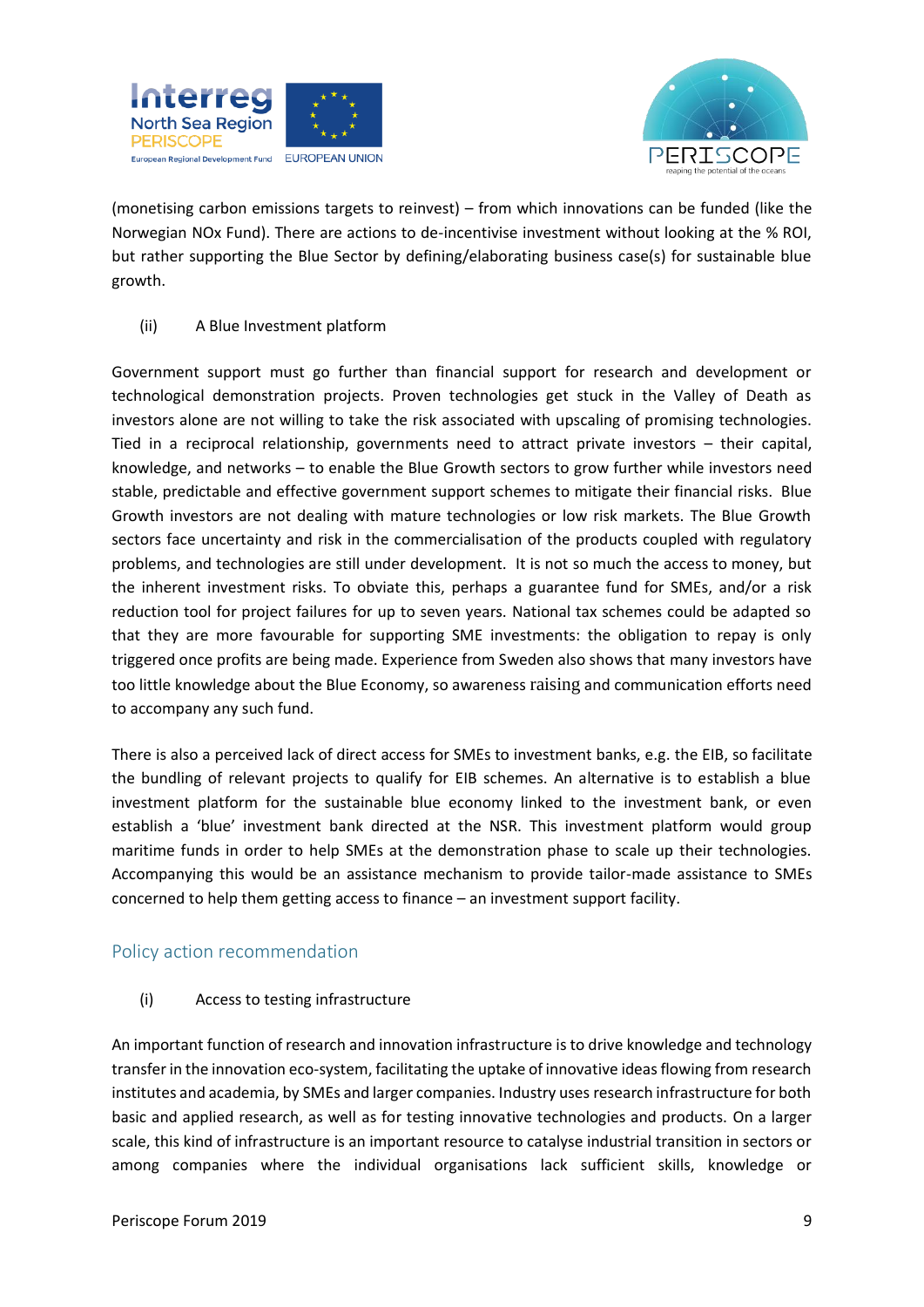(monetising carbon emissions targets to reinvest) – from which innovations can be funded (like the Norwegian NOx Fund). There are actions to de-incentivise investment without looking at the % ROI, but rather supporting the Blue Sector by defining/elaborating business case(s) for sustainable blue growth.

(ii) A Blue Investment platform

Government support must go further than financial support for research and development or technological demonstration projects. Proven technologies get stuck in the Valley of Death as investors alone are not willing to take the risk associated with upscaling of promising technologies. Tied in a reciprocal relationship, governments need to attract private investors – their capital, knowledge, and networks – to enable the Blue Growth sectors to grow further while investors need stable, predictable and effective government support schemes to mitigate their financial risks. Blue Growth investors are not dealing with mature technologies or low risk markets. The Blue Growth sectors face uncertainty and risk in the commercialisation of the products coupled with regulatory problems, and technologies are still under development. It is not so much the access to money, but the inherent investment risks. To obviate this, perhaps a guarantee fund for SMEs, and/or a risk reduction tool for project failures for up to seven years. National tax schemes could be adapted so that they are more favourable for supporting SME investments: the obligation to repay is only triggered once profits are being made. Experience from Sweden also shows that many investors have too little knowledge about the Blue Economy, so awareness raising and communication efforts need to accompany any such fund.

There is also a perceived lack of direct access for SMEs to investment banks, e.g. the EIB, so facilitate the bundling of relevant projects to qualify for EIB schemes. An alternative is to establish a blue investment platform for the sustainable blue economy linked to the investment bank, or even establish a 'blue' investment bank directed at the NSR. This investment platform would group maritime funds in order to help SMEs at the demonstration phase to scale up their technologies. Accompanying this would be an assistance mechanism to provide tailor-made assistance to SMEs concerned to help them getting access to finance – an investment support facility.

## Policy action recommendation

(i) Access to testing infrastructure

An important function of research and innovation infrastructure is to drive knowledge and technology transfer in the innovation eco-system, facilitating the uptake of innovative ideas flowing from research institutes and academia, by SMEs and larger companies. Industry uses research infrastructure for both basic and applied research, as well as for testing innovative technologies and products. On a larger scale, this kind of infrastructure is an important resource to catalyse industrial transition in sectors or among companies where the individual organisations lack sufficient skills, knowledge or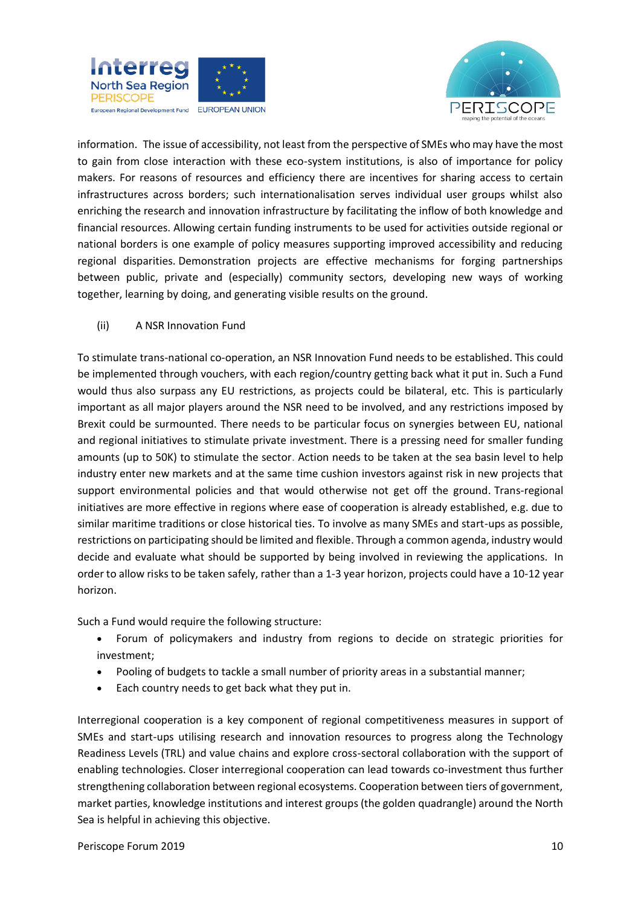information. The issue of accessibility, not least from the perspective of SMEs who may have the most to gain from close interaction with these eco-system institutions, is also of importance for policy makers. For reasons of resources and efficiency there are incentives for sharing access to certain infrastructures across borders; such internationalisation serves individual user groups whilst also enriching the research and innovation infrastructure by facilitating the inflow of both knowledge and financial resources. Allowing certain funding instruments to be used for activities outside regional or national borders is one example of policy measures supporting improved accessibility and reducing regional disparities. Demonstration projects are effective mechanisms for forging partnerships between public, private and (especially) community sectors, developing new ways of working together, learning by doing, and generating visible results on the ground.

(ii) A NSR Innovation Fund

To stimulate trans-national co-operation, an NSR Innovation Fund needs to be established. This could be implemented through vouchers, with each region/country getting back what it put in. Such a Fund would thus also surpass any EU restrictions, as projects could be bilateral, etc. This is particularly important as all major players around the NSR need to be involved, and any restrictions imposed by Brexit could be surmounted. There needs to be particular focus on synergies between EU, national and regional initiatives to stimulate private investment. There is a pressing need for smaller funding amounts (up to 50K) to stimulate the sector. Action needs to be taken at the sea basin level to help industry enter new markets and at the same time cushion investors against risk in new projects that support environmental policies and that would otherwise not get off the ground. Trans-regional initiatives are more effective in regions where ease of cooperation is already established, e.g. due to similar maritime traditions or close historical ties. To involve as many SMEs and start-ups as possible, restrictions on participating should be limited and flexible. Through a common agenda, industry would decide and evaluate what should be supported by being involved in reviewing the applications. In order to allow risks to be taken safely, rather than a 1-3 year horizon, projects could have a 10-12 year horizon.

Such a Fund would require the following structure:

- Forum of policymakers and industry from regions to decide on strategic priorities for investment;
- Pooling of budgets to tackle a small number of priority areas in a substantial manner;
- Each country needs to get back what they put in.

Interregional cooperation is a key component of regional competitiveness measures in support of SMEs and start-ups utilising research and innovation resources to progress along the Technology Readiness Levels (TRL) and value chains and explore cross-sectoral collaboration with the support of enabling technologies. Closer interregional cooperation can lead towards co-investment thus further strengthening collaboration between regional ecosystems. Cooperation between tiers of government, market parties, knowledge institutions and interest groups (the golden quadrangle) around the North Sea is helpful in achieving this objective.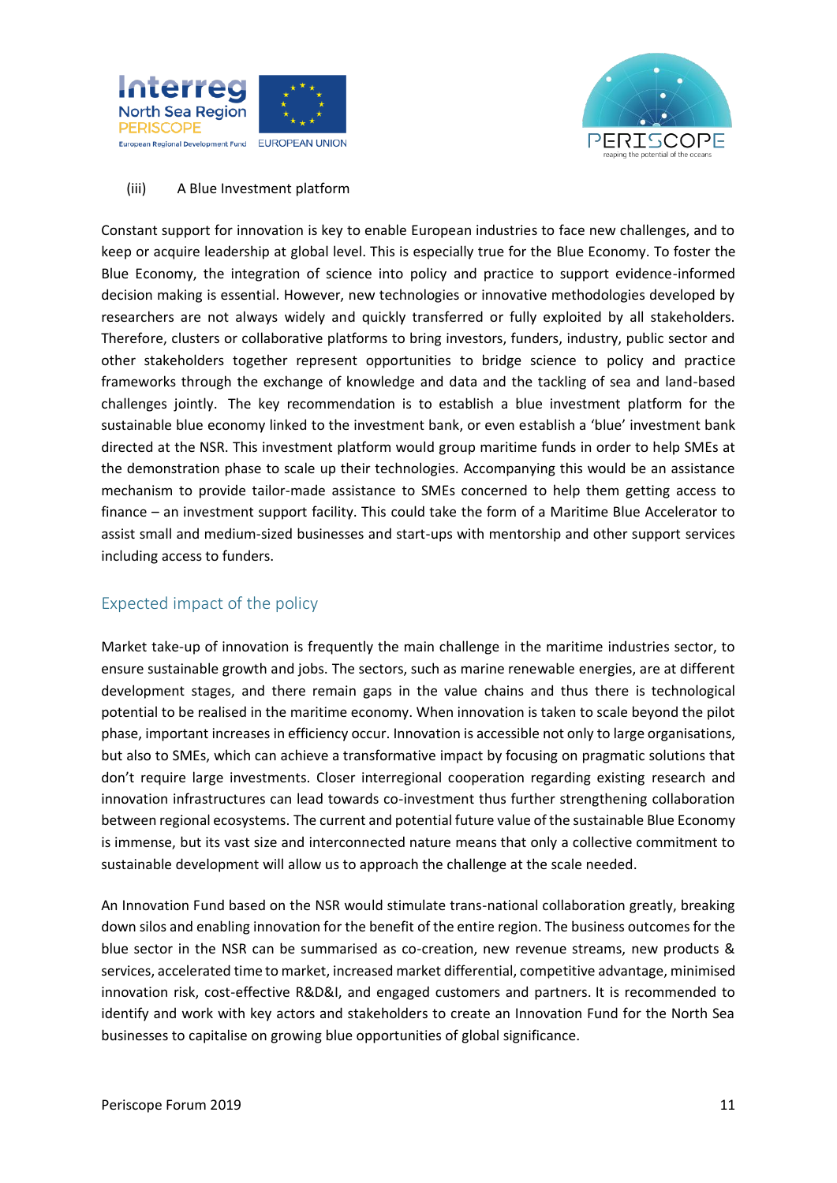(iii) A Blue Investment platform

Constant support for innovation is key to enable European industries to face new challenges, and to keep or acquire leadership at global level. This is especially true for the Blue Economy. To foster the Blue Economy, the integration of science into policy and practice to support evidence-informed decision making is essential. However, new technologies or innovative methodologies developed by researchers are not always widely and quickly transferred or fully exploited by all stakeholders. Therefore, clusters or collaborative platforms to bring investors, funders, industry, public sector and other stakeholders together represent opportunities to bridge science to policy and practice frameworks through the exchange of knowledge and data and the tackling of sea and land-based challenges jointly. The key recommendation is to establish a blue investment platform for the sustainable blue economy linked to the investment bank, or even establish a 'blue' investment bank directed at the NSR. This investment platform would group maritime funds in order to help SMEs at the demonstration phase to scale up their technologies. Accompanying this would be an assistance mechanism to provide tailor-made assistance to SMEs concerned to help them getting access to finance – an investment support facility. This could take the form of a Maritime Blue Accelerator to assist small and medium-sized businesses and start-ups with mentorship and other support services including access to funders.

## Expected impact of the policy

Market take-up of innovation is frequently the main challenge in the maritime industries sector, to ensure sustainable growth and jobs. The sectors, such as marine renewable energies, are at different development stages, and there remain gaps in the value chains and thus there is technological potential to be realised in the maritime economy. When innovation is taken to scale beyond the pilot phase, important increases in efficiency occur. Innovation is accessible not only to large organisations, but also to SMEs, which can achieve a transformative impact by focusing on pragmatic solutions that don't require large investments. Closer interregional cooperation regarding existing research and innovation infrastructures can lead towards co-investment thus further strengthening collaboration between regional ecosystems. The current and potential future value of the sustainable Blue Economy is immense, but its vast size and interconnected nature means that only a collective commitment to sustainable development will allow us to approach the challenge at the scale needed.

An Innovation Fund based on the NSR would stimulate trans-national collaboration greatly, breaking down silos and enabling innovation for the benefit of the entire region. The business outcomes for the blue sector in the NSR can be summarised as co-creation, new revenue streams, new products & services, accelerated time to market, increased market differential, competitive advantage, minimised innovation risk, cost-effective R&D&I, and engaged customers and partners. It is recommended to identify and work with key actors and stakeholders to create an Innovation Fund for the North Sea businesses to capitalise on growing blue opportunities of global significance.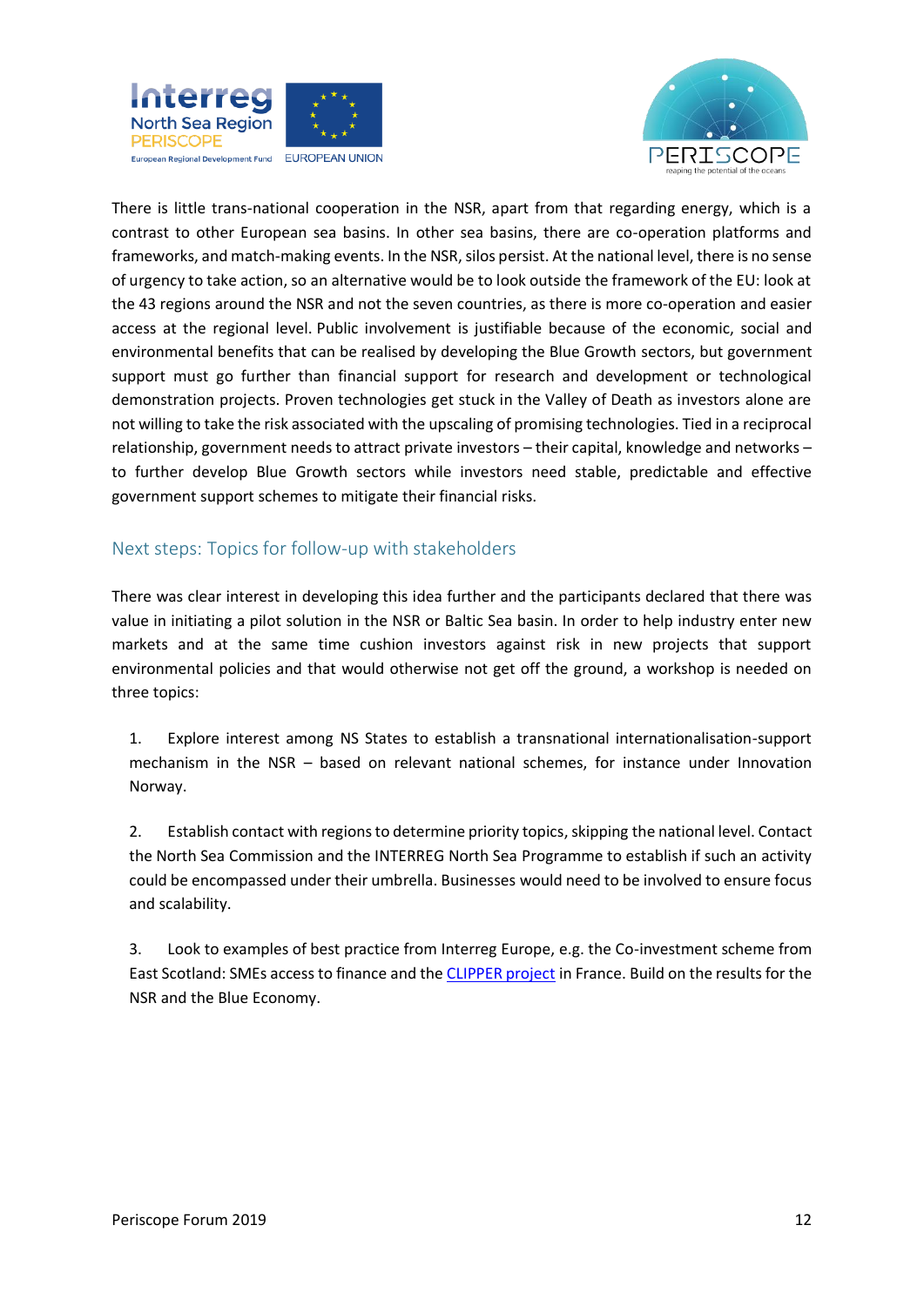There is little trans-national cooperation in the NSR, apart from that regarding energy, which is a contrast to other European sea basins. In other sea basins, there are co-operation platforms and frameworks, and match-making events. In the NSR, silos persist. At the national level, there is no sense of urgency to take action, so an alternative would be to look outside the framework of the EU: look at the 43 regions around the NSR and not the seven countries, as there is more co-operation and easier access at the regional level. Public involvement is justifiable because of the economic, social and environmental benefits that can be realised by developing the Blue Growth sectors, but government support must go further than financial support for research and development or technological demonstration projects. Proven technologies get stuck in the Valley of Death as investors alone are not willing to take the risk associated with the upscaling of promising technologies. Tied in a reciprocal relationship, government needs to attract private investors – their capital, knowledge and networks – to further develop Blue Growth sectors while investors need stable, predictable and effective government support schemes to mitigate their financial risks.

## Next steps: Topics for follow-up with stakeholders

There was clear interest in developing this idea further and the participants declared that there was value in initiating a pilot solution in the NSR or Baltic Sea basin. In order to help industry enter new markets and at the same time cushion investors against risk in new projects that support environmental policies and that would otherwise not get off the ground, a workshop is needed on three topics:

1. Explore interest among NS States to establish a transnational internationalisation-support mechanism in the NSR – based on relevant national schemes, for instance under Innovation Norway.

2. Establish contact with regions to determine priority topics, skipping the national level. Contact the North Sea Commission and the INTERREG North Sea Programme to establish if such an activity could be encompassed under their umbrella. Businesses would need to be involved to ensure focus and scalability.

3. Look to examples of best practice from Interreg Europe, e.g. the Co-investment scheme from East Scotland: SMEs access to finance and the CLIPPER project in France. Build on the results for the NSR and the Blue Economy.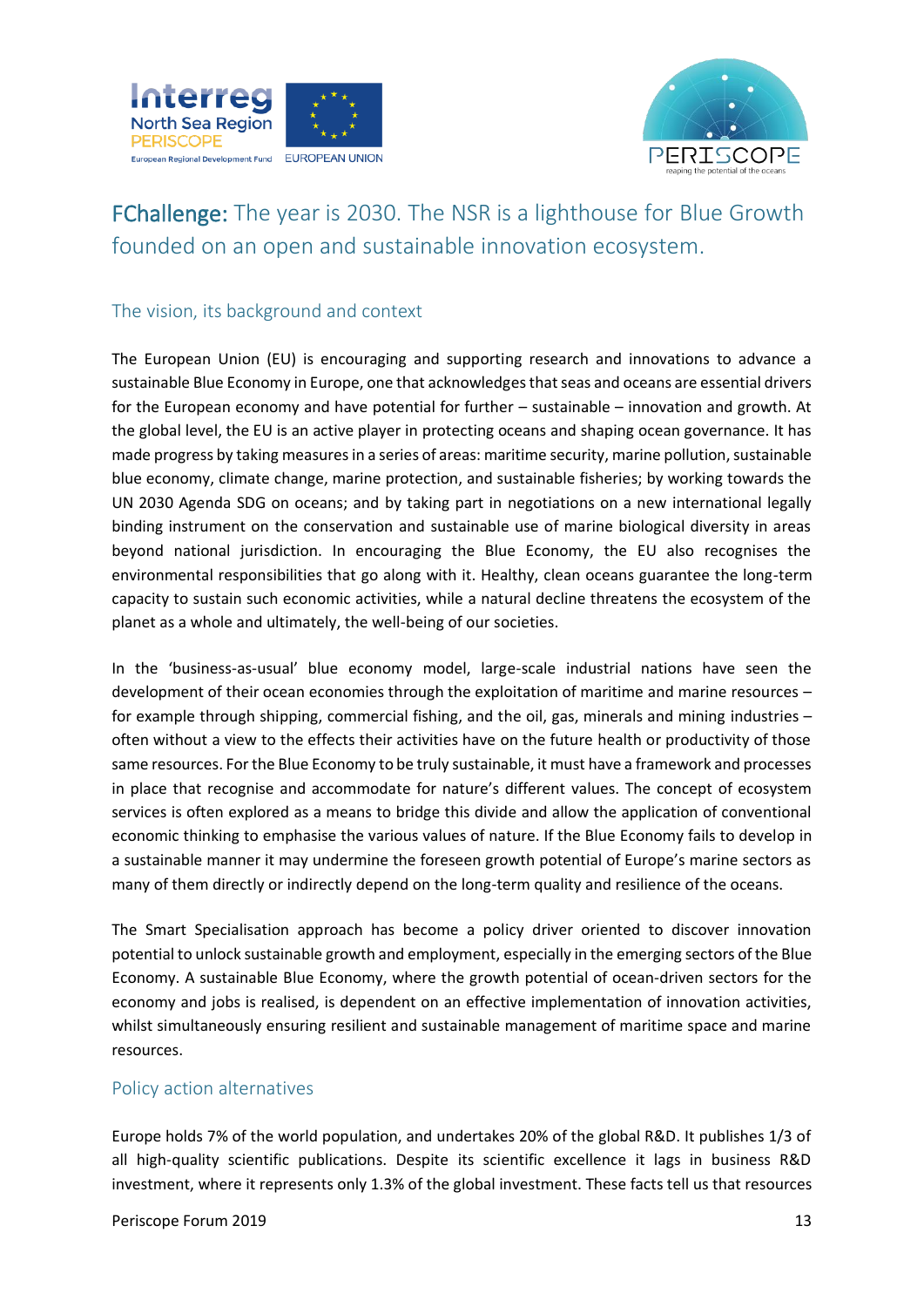## FChallenge: The year is 2030. The NSR is a lighthouse for Blue Growth founded on an open and sustainable innovation ecosystem.

### The vision, its background and context

The European Union (EU) is encouraging and supporting research and innovations to advance a sustainable Blue Economy in Europe, one that acknowledges that seas and oceans are essential drivers for the European economy and have potential for further – sustainable – innovation and growth. At the global level, the EU is an active player in protecting oceans and shaping ocean governance. It has made progress by taking measures in a series of areas: maritime security, marine pollution, sustainable blue economy, climate change, marine protection, and sustainable fisheries; by working towards the UN 2030 Agenda SDG on oceans; and by taking part in negotiations on a new international legally binding instrument on the conservation and sustainable use of marine biological diversity in areas beyond national jurisdiction. In encouraging the Blue Economy, the EU also recognises the environmental responsibilities that go along with it. Healthy, clean oceans guarantee the long-term capacity to sustain such economic activities, while a natural decline threatens the ecosystem of the planet as a whole and ultimately, the well-being of our societies.

In the 'business-as-usual' blue economy model, large-scale industrial nations have seen the development of their ocean economies through the exploitation of maritime and marine resources – for example through shipping, commercial fishing, and the oil, gas, minerals and mining industries – often without a view to the effects their activities have on the future health or productivity of those same resources. For the Blue Economy to be truly sustainable, it must have a framework and processes in place that recognise and accommodate for nature's different values. The concept of ecosystem services is often explored as a means to bridge this divide and allow the application of conventional economic thinking to emphasise the various values of nature. If the Blue Economy fails to develop in a sustainable manner it may undermine the foreseen growth potential of Europe's marine sectors as many of them directly or indirectly depend on the long-term quality and resilience of the oceans.

The Smart Specialisation approach has become a policy driver oriented to discover innovation potential to unlock sustainable growth and employment, especially in the emerging sectors of the Blue Economy. A sustainable Blue Economy, where the growth potential of ocean-driven sectors for the economy and jobs is realised, is dependent on an effective implementation of innovation activities, whilst simultaneously ensuring resilient and sustainable management of maritime space and marine resources.

### Policy action alternatives

Europe holds 7% of the world population, and undertakes 20% of the global R&D. It publishes 1/3 of all high-quality scientific publications. Despite its scientific excellence it lags in business R&D investment, where it represents only 1.3% of the global investment. These facts tell us that resources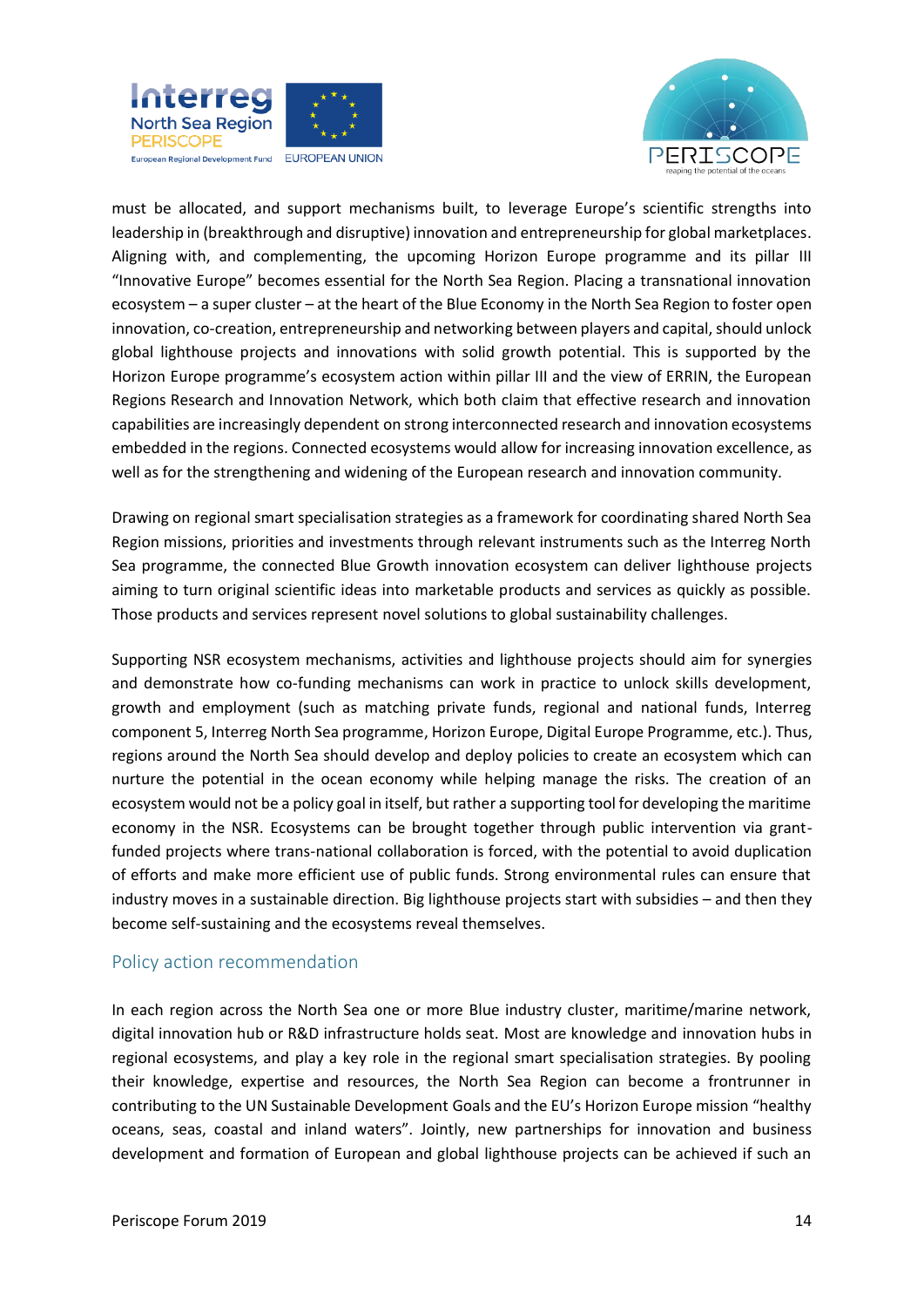must be allocated, and support mechanisms built, to leverage Europe's scientific strengths into leadership in (breakthrough and disruptive) innovation and entrepreneurship for global marketplaces. Aligning with, and complementing, the upcoming Horizon Europe programme and its pillar III "Innovative Europe" becomes essential for the North Sea Region. Placing a transnational innovation ecosystem – a super cluster – at the heart of the Blue Economy in the North Sea Region to foster open innovation, co-creation, entrepreneurship and networking between players and capital, should unlock global lighthouse projects and innovations with solid growth potential. This is supported by the Horizon Europe programme's ecosystem action within pillar III and the view of ERRIN, the European Regions Research and Innovation Network, which both claim that effective research and innovation capabilities are increasingly dependent on strong interconnected research and innovation ecosystems embedded in the regions. Connected ecosystems would allow for increasing innovation excellence, as well as for the strengthening and widening of the European research and innovation community.

Drawing on regional smart specialisation strategies as a framework for coordinating shared North Sea Region missions, priorities and investments through relevant instruments such as the Interreg North Sea programme, the connected Blue Growth innovation ecosystem can deliver lighthouse projects aiming to turn original scientific ideas into marketable products and services as quickly as possible. Those products and services represent novel solutions to global sustainability challenges.

Supporting NSR ecosystem mechanisms, activities and lighthouse projects should aim for synergies and demonstrate how co-funding mechanisms can work in practice to unlock skills development, growth and employment (such as matching private funds, regional and national funds, Interreg component 5, Interreg North Sea programme, Horizon Europe, Digital Europe Programme, etc.). Thus, regions around the North Sea should develop and deploy policies to create an ecosystem which can nurture the potential in the ocean economy while helping manage the risks. The creation of an ecosystem would not be a policy goal in itself, but rather a supporting tool for developing the maritime economy in the NSR. Ecosystems can be brought together through public intervention via grant-funded projects where trans-national collaboration is forced, with the potential to avoid duplication of efforts and make more efficient use of public funds. Strong environmental rules can ensure that industry moves in a sustainable direction. Big lighthouse projects start with subsidies – and then they become self-sustaining and the ecosystems reveal themselves.

## Policy action recommendation

In each region across the North Sea one or more Blue industry cluster, maritime/marine network, digital innovation hub or R&D infrastructure holds seat. Most are knowledge and innovation hubs in regional ecosystems, and play a key role in the regional smart specialisation strategies. By pooling their knowledge, expertise and resources, the North Sea Region can become a frontrunner in contributing to the UN Sustainable Development Goals and the EU's Horizon Europe mission "healthy oceans, seas, coastal and inland waters". Jointly, new partnerships for innovation and business development and formation of European and global lighthouse projects can be achieved if such an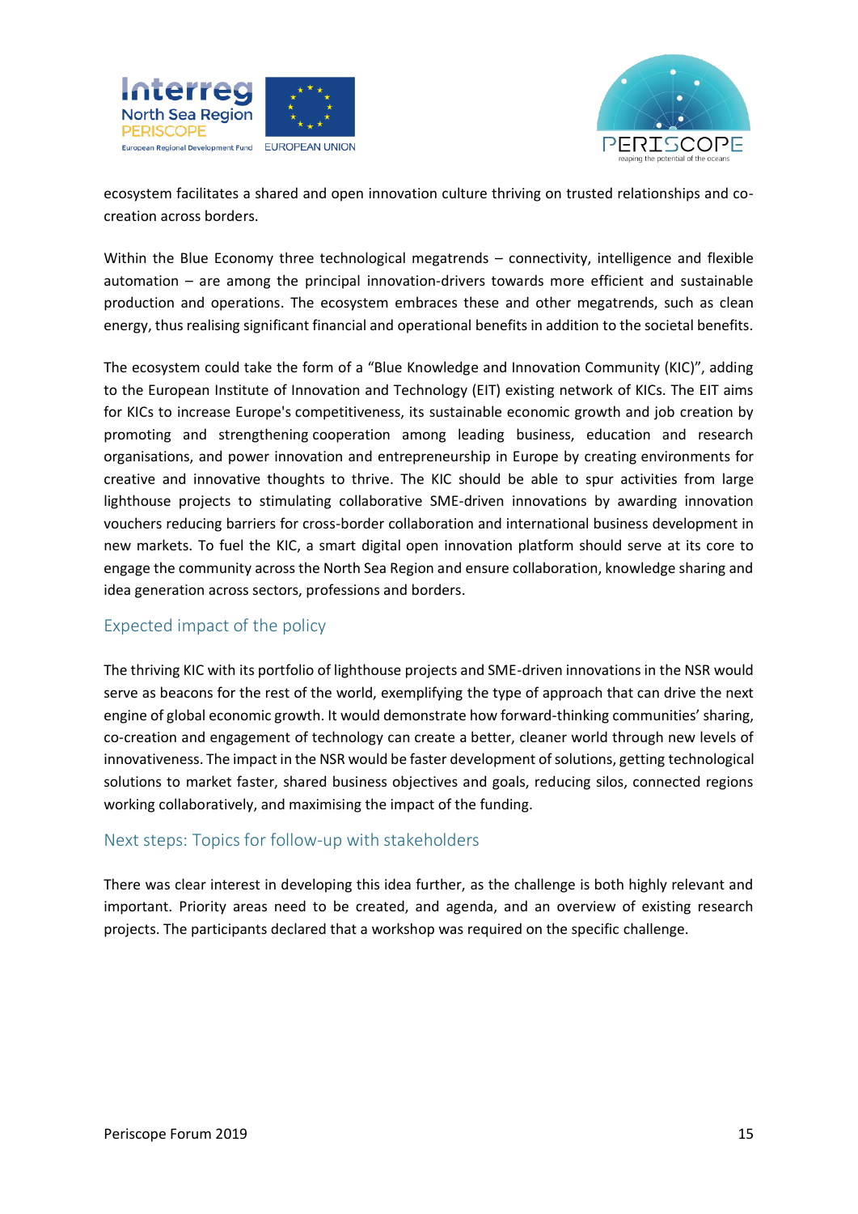ecosystem facilitates a shared and open innovation culture thriving on trusted relationships and co-creation across borders.

Within the Blue Economy three technological megatrends – connectivity, intelligence and flexible automation – are among the principal innovation-drivers towards more efficient and sustainable production and operations. The ecosystem embraces these and other megatrends, such as clean energy, thus realising significant financial and operational benefits in addition to the societal benefits.

The ecosystem could take the form of a "Blue Knowledge and Innovation Community (KIC)", adding to the European Institute of Innovation and Technology (EIT) existing network of KICs. The EIT aims for KICs to increase Europe's competitiveness, its sustainable economic growth and job creation by promoting and strengthening cooperation among leading business, education and research organisations, and power innovation and entrepreneurship in Europe by creating environments for creative and innovative thoughts to thrive. The KIC should be able to spur activities from large lighthouse projects to stimulating collaborative SME-driven innovations by awarding innovation vouchers reducing barriers for cross-border collaboration and international business development in new markets. To fuel the KIC, a smart digital open innovation platform should serve at its core to engage the community across the North Sea Region and ensure collaboration, knowledge sharing and idea generation across sectors, professions and borders.

## Expected impact of the policy

The thriving KIC with its portfolio of lighthouse projects and SME-driven innovations in the NSR would serve as beacons for the rest of the world, exemplifying the type of approach that can drive the next engine of global economic growth. It would demonstrate how forward-thinking communities' sharing, co-creation and engagement of technology can create a better, cleaner world through new levels of innovativeness. The impact in the NSR would be faster development of solutions, getting technological solutions to market faster, shared business objectives and goals, reducing silos, connected regions working collaboratively, and maximising the impact of the funding.

## Next steps: Topics for follow-up with stakeholders

There was clear interest in developing this idea further, as the challenge is both highly relevant and important. Priority areas need to be created, and agenda, and an overview of existing research projects. The participants declared that a workshop was required on the specific challenge.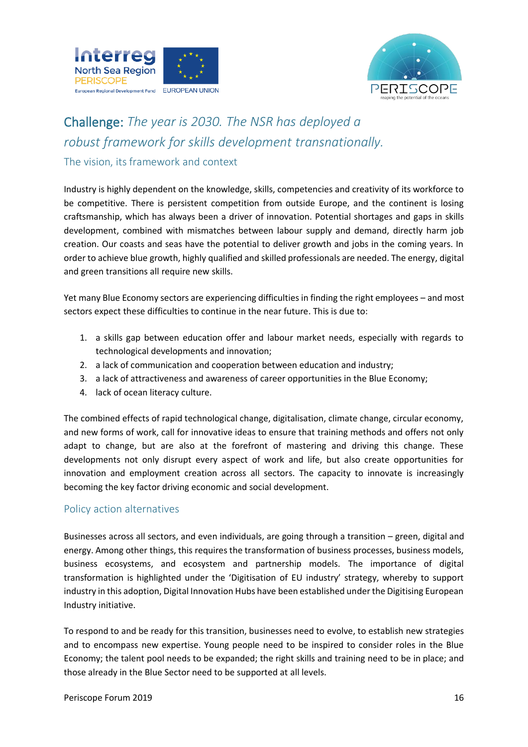## Challenge: *The year is 2030. The NSR has deployed a robust framework for skills development transnationally.*

### The vision, its framework and context

Industry is highly dependent on the knowledge, skills, competencies and creativity of its workforce to be competitive. There is persistent competition from outside Europe, and the continent is losing craftsmanship, which has always been a driver of innovation. Potential shortages and gaps in skills development, combined with mismatches between labour supply and demand, directly harm job creation. Our coasts and seas have the potential to deliver growth and jobs in the coming years. In order to achieve blue growth, highly qualified and skilled professionals are needed. The energy, digital and green transitions all require new skills.

Yet many Blue Economy sectors are experiencing difficulties in finding the right employees – and most sectors expect these difficulties to continue in the near future. This is due to:

1. a skills gap between education offer and labour market needs, especially with regards to technological developments and innovation;
2. a lack of communication and cooperation between education and industry;
3. a lack of attractiveness and awareness of career opportunities in the Blue Economy;
4. lack of ocean literacy culture.

The combined effects of rapid technological change, digitalisation, climate change, circular economy, and new forms of work, call for innovative ideas to ensure that training methods and offers not only adapt to change, but are also at the forefront of mastering and driving this change. These developments not only disrupt every aspect of work and life, but also create opportunities for innovation and employment creation across all sectors. The capacity to innovate is increasingly becoming the key factor driving economic and social development.

### Policy action alternatives

Businesses across all sectors, and even individuals, are going through a transition – green, digital and energy. Among other things, this requires the transformation of business processes, business models, business ecosystems, and ecosystem and partnership models. The importance of digital transformation is highlighted under the 'Digitisation of EU industry' strategy, whereby to support industry in this adoption, Digital Innovation Hubs have been established under the Digitising European Industry initiative.

To respond to and be ready for this transition, businesses need to evolve, to establish new strategies and to encompass new expertise. Young people need to be inspired to consider roles in the Blue Economy; the talent pool needs to be expanded; the right skills and training need to be in place; and those already in the Blue Sector need to be supported at all levels.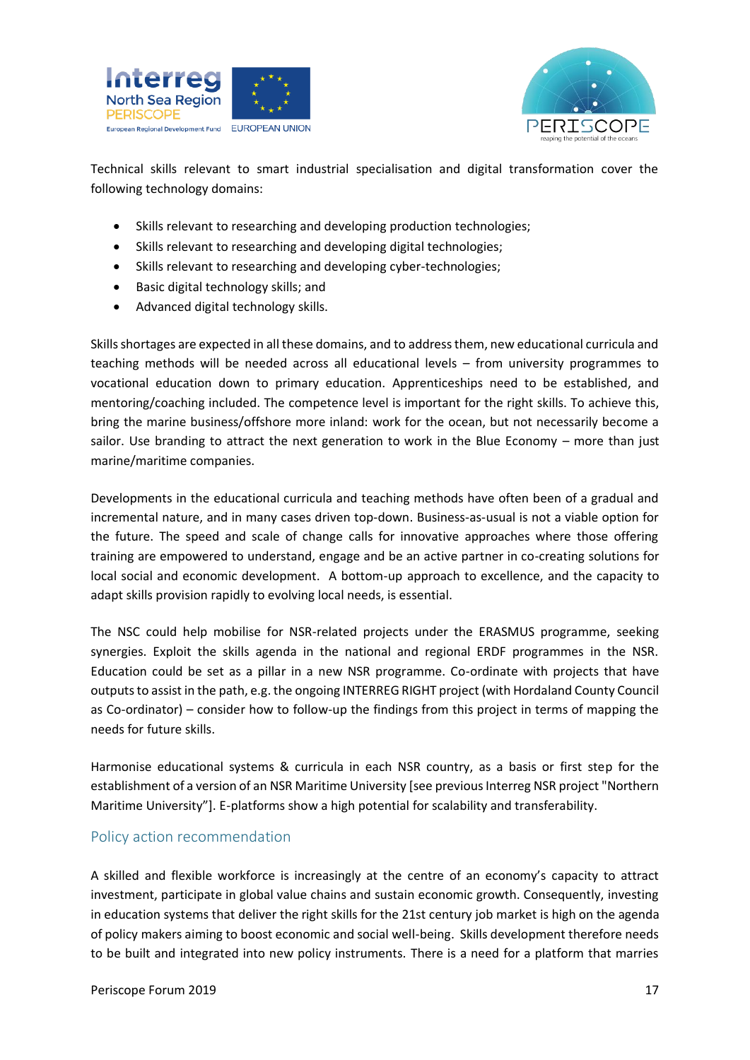Technical skills relevant to smart industrial specialisation and digital transformation cover the following technology domains:

- Skills relevant to researching and developing production technologies;
- Skills relevant to researching and developing digital technologies;
- Skills relevant to researching and developing cyber-technologies;
- Basic digital technology skills; and
- Advanced digital technology skills.

Skills shortages are expected in all these domains, and to address them, new educational curricula and teaching methods will be needed across all educational levels – from university programmes to vocational education down to primary education. Apprenticeships need to be established, and mentoring/coaching included. The competence level is important for the right skills. To achieve this, bring the marine business/offshore more inland: work for the ocean, but not necessarily become a sailor. Use branding to attract the next generation to work in the Blue Economy – more than just marine/maritime companies.

Developments in the educational curricula and teaching methods have often been of a gradual and incremental nature, and in many cases driven top-down. Business-as-usual is not a viable option for the future. The speed and scale of change calls for innovative approaches where those offering training are empowered to understand, engage and be an active partner in co-creating solutions for local social and economic development. A bottom-up approach to excellence, and the capacity to adapt skills provision rapidly to evolving local needs, is essential.

The NSC could help mobilise for NSR-related projects under the ERASMUS programme, seeking synergies. Exploit the skills agenda in the national and regional ERDF programmes in the NSR. Education could be set as a pillar in a new NSR programme. Co-ordinate with projects that have outputs to assist in the path, e.g. the ongoing INTERREG RIGHT project (with Hordaland County Council as Co-ordinator) – consider how to follow-up the findings from this project in terms of mapping the needs for future skills.

Harmonise educational systems & curricula in each NSR country, as a basis or first step for the establishment of a version of an NSR Maritime University [see previous Interreg NSR project "Northern Maritime University"]. E-platforms show a high potential for scalability and transferability.

## Policy action recommendation

A skilled and flexible workforce is increasingly at the centre of an economy's capacity to attract investment, participate in global value chains and sustain economic growth. Consequently, investing in education systems that deliver the right skills for the 21st century job market is high on the agenda of policy makers aiming to boost economic and social well-being. Skills development therefore needs to be built and integrated into new policy instruments. There is a need for a platform that marries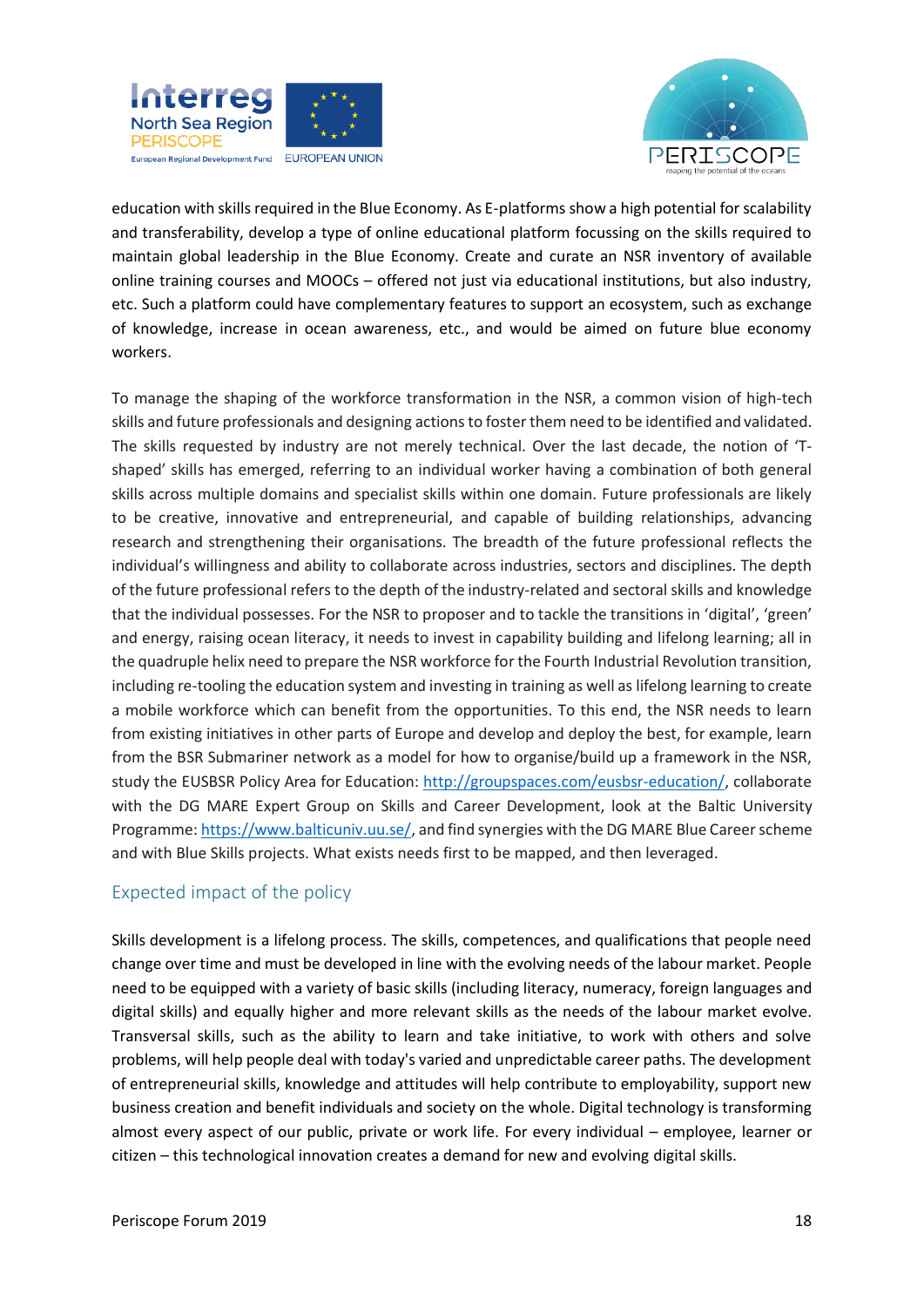education with skills required in the Blue Economy. As E-platforms show a high potential for scalability and transferability, develop a type of online educational platform focussing on the skills required to maintain global leadership in the Blue Economy. Create and curate an NSR inventory of available online training courses and MOOCs – offered not just via educational institutions, but also industry, etc. Such a platform could have complementary features to support an ecosystem, such as exchange of knowledge, increase in ocean awareness, etc., and would be aimed on future blue economy workers.

To manage the shaping of the workforce transformation in the NSR, a common vision of high-tech skills and future professionals and designing actions to foster them need to be identified and validated. The skills requested by industry are not merely technical. Over the last decade, the notion of 'T-shaped' skills has emerged, referring to an individual worker having a combination of both general skills across multiple domains and specialist skills within one domain. Future professionals are likely to be creative, innovative and entrepreneurial, and capable of building relationships, advancing research and strengthening their organisations. The breadth of the future professional reflects the individual's willingness and ability to collaborate across industries, sectors and disciplines. The depth of the future professional refers to the depth of the industry-related and sectoral skills and knowledge that the individual possesses. For the NSR to proposer and to tackle the transitions in 'digital', 'green' and energy, raising ocean literacy, it needs to invest in capability building and lifelong learning; all in the quadruple helix need to prepare the NSR workforce for the Fourth Industrial Revolution transition, including re-tooling the education system and investing in training as well as lifelong learning to create a mobile workforce which can benefit from the opportunities. To this end, the NSR needs to learn from existing initiatives in other parts of Europe and develop and deploy the best, for example, learn from the BSR Submariner network as a model for how to organise/build up a framework in the NSR, study the EUSBSR Policy Area for Education: http://groupspaces.com/eusbsr-education/, collaborate with the DG MARE Expert Group on Skills and Career Development, look at the Baltic University Programme: https://www.balticuniv.uu.se/, and find synergies with the DG MARE Blue Career scheme and with Blue Skills projects. What exists needs first to be mapped, and then leveraged.

## Expected impact of the policy

Skills development is a lifelong process. The skills, competences, and qualifications that people need change over time and must be developed in line with the evolving needs of the labour market. People need to be equipped with a variety of basic skills (including literacy, numeracy, foreign languages and digital skills) and equally higher and more relevant skills as the needs of the labour market evolve. Transversal skills, such as the ability to learn and take initiative, to work with others and solve problems, will help people deal with today's varied and unpredictable career paths. The development of entrepreneurial skills, knowledge and attitudes will help contribute to employability, support new business creation and benefit individuals and society on the whole. Digital technology is transforming almost every aspect of our public, private or work life. For every individual – employee, learner or citizen – this technological innovation creates a demand for new and evolving digital skills.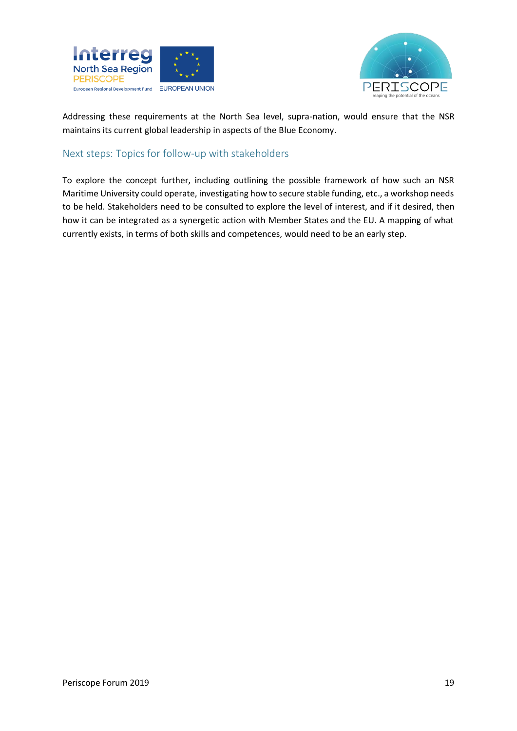Addressing these requirements at the North Sea level, supra-nation, would ensure that the NSR maintains its current global leadership in aspects of the Blue Economy.

## Next steps: Topics for follow-up with stakeholders

To explore the concept further, including outlining the possible framework of how such an NSR Maritime University could operate, investigating how to secure stable funding, etc., a workshop needs to be held. Stakeholders need to be consulted to explore the level of interest, and if it desired, then how it can be integrated as a synergetic action with Member States and the EU. A mapping of what currently exists, in terms of both skills and competences, would need to be an early step.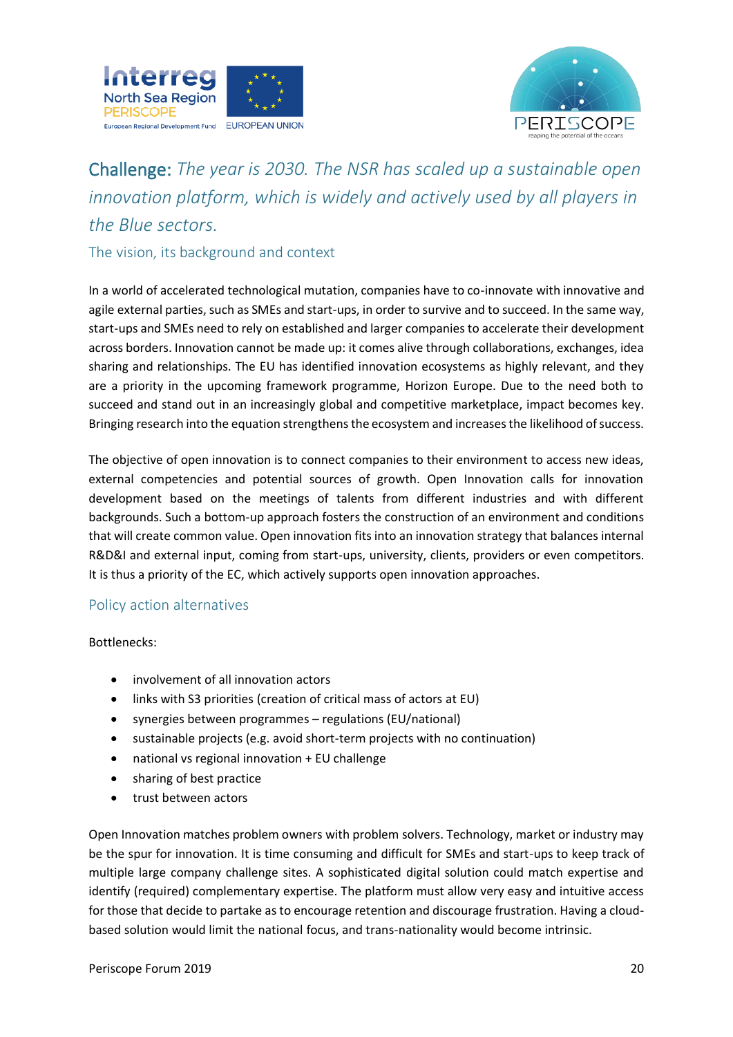## Challenge: *The year is 2030. The NSR has scaled up a sustainable open innovation platform, which is widely and actively used by all players in the Blue sectors.*

### The vision, its background and context

In a world of accelerated technological mutation, companies have to co-innovate with innovative and agile external parties, such as SMEs and start-ups, in order to survive and to succeed. In the same way, start-ups and SMEs need to rely on established and larger companies to accelerate their development across borders. Innovation cannot be made up: it comes alive through collaborations, exchanges, idea sharing and relationships. The EU has identified innovation ecosystems as highly relevant, and they are a priority in the upcoming framework programme, Horizon Europe. Due to the need both to succeed and stand out in an increasingly global and competitive marketplace, impact becomes key. Bringing research into the equation strengthens the ecosystem and increases the likelihood of success.

The objective of open innovation is to connect companies to their environment to access new ideas, external competencies and potential sources of growth. Open Innovation calls for innovation development based on the meetings of talents from different industries and with different backgrounds. Such a bottom-up approach fosters the construction of an environment and conditions that will create common value. Open innovation fits into an innovation strategy that balances internal R&D&I and external input, coming from start-ups, university, clients, providers or even competitors. It is thus a priority of the EC, which actively supports open innovation approaches.

### Policy action alternatives

Bottlenecks:

- involvement of all innovation actors
- links with S3 priorities (creation of critical mass of actors at EU)
- synergies between programmes – regulations (EU/national)
- sustainable projects (e.g. avoid short-term projects with no continuation)
- national vs regional innovation + EU challenge
- sharing of best practice
- trust between actors

Open Innovation matches problem owners with problem solvers. Technology, market or industry may be the spur for innovation. It is time consuming and difficult for SMEs and start-ups to keep track of multiple large company challenge sites. A sophisticated digital solution could match expertise and identify (required) complementary expertise. The platform must allow very easy and intuitive access for those that decide to partake as to encourage retention and discourage frustration. Having a cloud-based solution would limit the national focus, and trans-nationality would become intrinsic.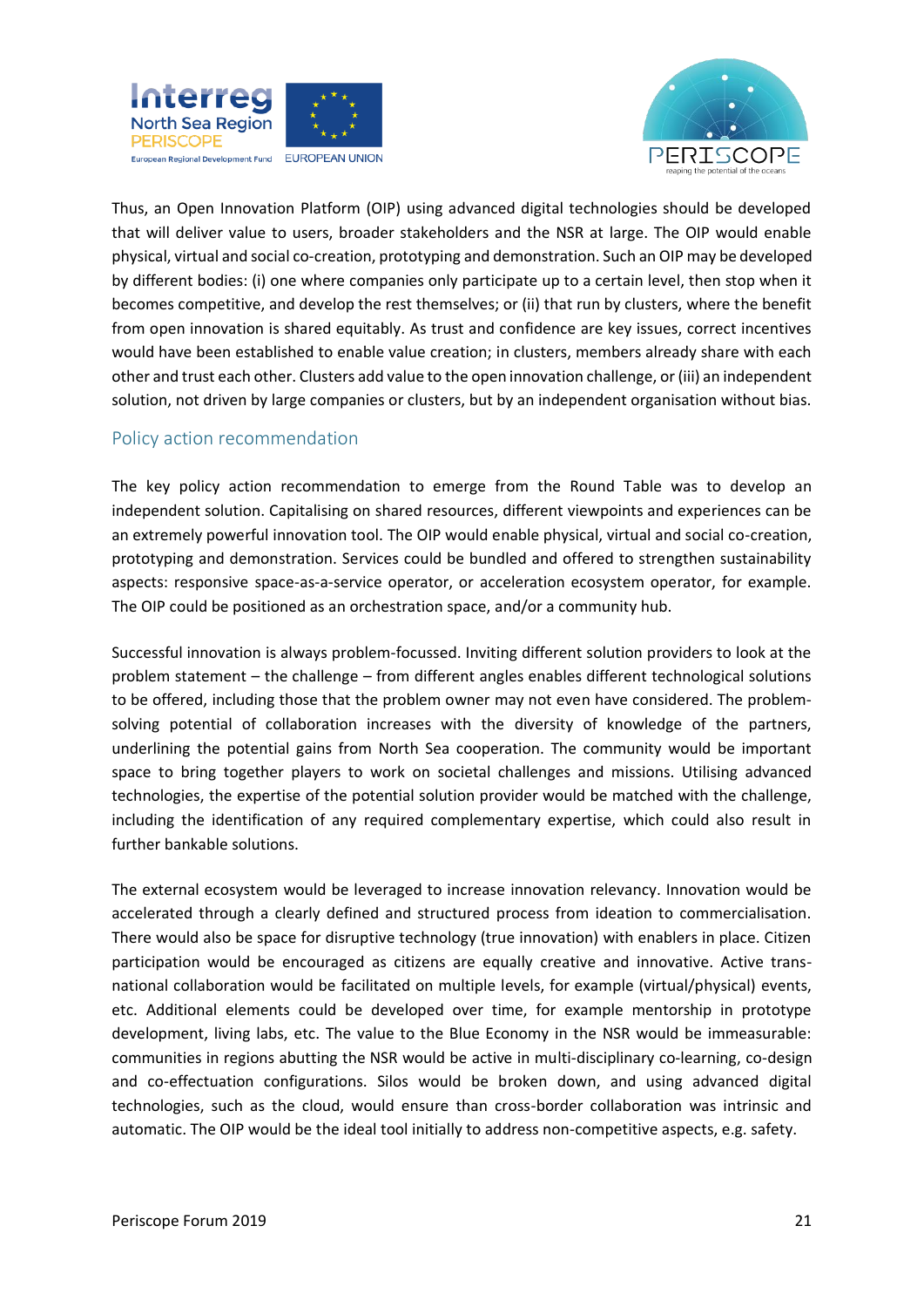Thus, an Open Innovation Platform (OIP) using advanced digital technologies should be developed that will deliver value to users, broader stakeholders and the NSR at large. The OIP would enable physical, virtual and social co-creation, prototyping and demonstration. Such an OIP may be developed by different bodies: (i) one where companies only participate up to a certain level, then stop when it becomes competitive, and develop the rest themselves; or (ii) that run by clusters, where the benefit from open innovation is shared equitably. As trust and confidence are key issues, correct incentives would have been established to enable value creation; in clusters, members already share with each other and trust each other. Clusters add value to the open innovation challenge, or (iii) an independent solution, not driven by large companies or clusters, but by an independent organisation without bias.

## Policy action recommendation

The key policy action recommendation to emerge from the Round Table was to develop an independent solution. Capitalising on shared resources, different viewpoints and experiences can be an extremely powerful innovation tool. The OIP would enable physical, virtual and social co-creation, prototyping and demonstration. Services could be bundled and offered to strengthen sustainability aspects: responsive space-as-a-service operator, or acceleration ecosystem operator, for example. The OIP could be positioned as an orchestration space, and/or a community hub.

Successful innovation is always problem-focussed. Inviting different solution providers to look at the problem statement – the challenge – from different angles enables different technological solutions to be offered, including those that the problem owner may not even have considered. The problem-solving potential of collaboration increases with the diversity of knowledge of the partners, underlining the potential gains from North Sea cooperation. The community would be important space to bring together players to work on societal challenges and missions. Utilising advanced technologies, the expertise of the potential solution provider would be matched with the challenge, including the identification of any required complementary expertise, which could also result in further bankable solutions.

The external ecosystem would be leveraged to increase innovation relevancy. Innovation would be accelerated through a clearly defined and structured process from ideation to commercialisation. There would also be space for disruptive technology (true innovation) with enablers in place. Citizen participation would be encouraged as citizens are equally creative and innovative. Active trans-national collaboration would be facilitated on multiple levels, for example (virtual/physical) events, etc. Additional elements could be developed over time, for example mentorship in prototype development, living labs, etc. The value to the Blue Economy in the NSR would be immeasurable: communities in regions abutting the NSR would be active in multi-disciplinary co-learning, co-design and co-effectuation configurations. Silos would be broken down, and using advanced digital technologies, such as the cloud, would ensure than cross-border collaboration was intrinsic and automatic. The OIP would be the ideal tool initially to address non-competitive aspects, e.g. safety.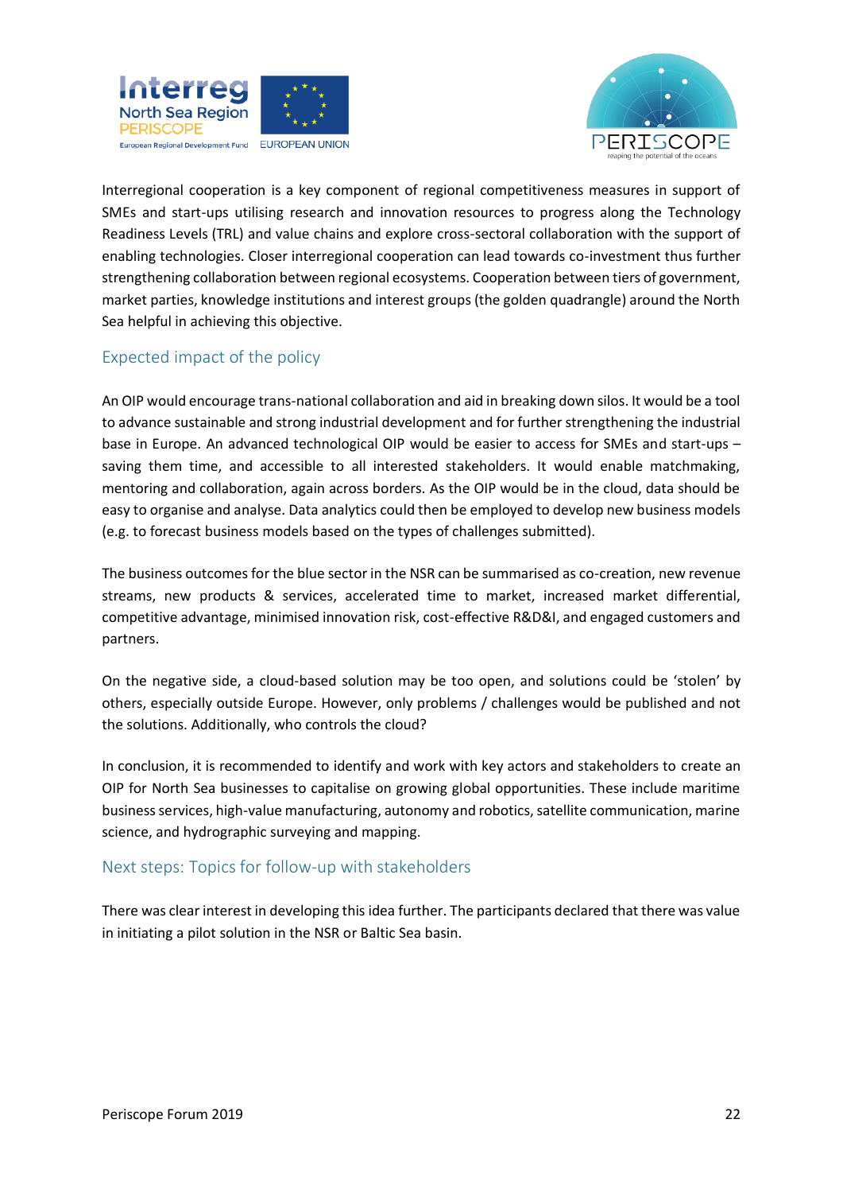Interregional cooperation is a key component of regional competitiveness measures in support of SMEs and start-ups utilising research and innovation resources to progress along the Technology Readiness Levels (TRL) and value chains and explore cross-sectoral collaboration with the support of enabling technologies. Closer interregional cooperation can lead towards co-investment thus further strengthening collaboration between regional ecosystems. Cooperation between tiers of government, market parties, knowledge institutions and interest groups (the golden quadrangle) around the North Sea helpful in achieving this objective.

## Expected impact of the policy

An OIP would encourage trans-national collaboration and aid in breaking down silos. It would be a tool to advance sustainable and strong industrial development and for further strengthening the industrial base in Europe. An advanced technological OIP would be easier to access for SMEs and start-ups – saving them time, and accessible to all interested stakeholders. It would enable matchmaking, mentoring and collaboration, again across borders. As the OIP would be in the cloud, data should be easy to organise and analyse. Data analytics could then be employed to develop new business models (e.g. to forecast business models based on the types of challenges submitted).

The business outcomes for the blue sector in the NSR can be summarised as co-creation, new revenue streams, new products & services, accelerated time to market, increased market differential, competitive advantage, minimised innovation risk, cost-effective R&D&I, and engaged customers and partners.

On the negative side, a cloud-based solution may be too open, and solutions could be 'stolen' by others, especially outside Europe. However, only problems / challenges would be published and not the solutions. Additionally, who controls the cloud?

In conclusion, it is recommended to identify and work with key actors and stakeholders to create an OIP for North Sea businesses to capitalise on growing global opportunities. These include maritime business services, high-value manufacturing, autonomy and robotics, satellite communication, marine science, and hydrographic surveying and mapping.

## Next steps: Topics for follow-up with stakeholders

There was clear interest in developing this idea further. The participants declared that there was value in initiating a pilot solution in the NSR or Baltic Sea basin.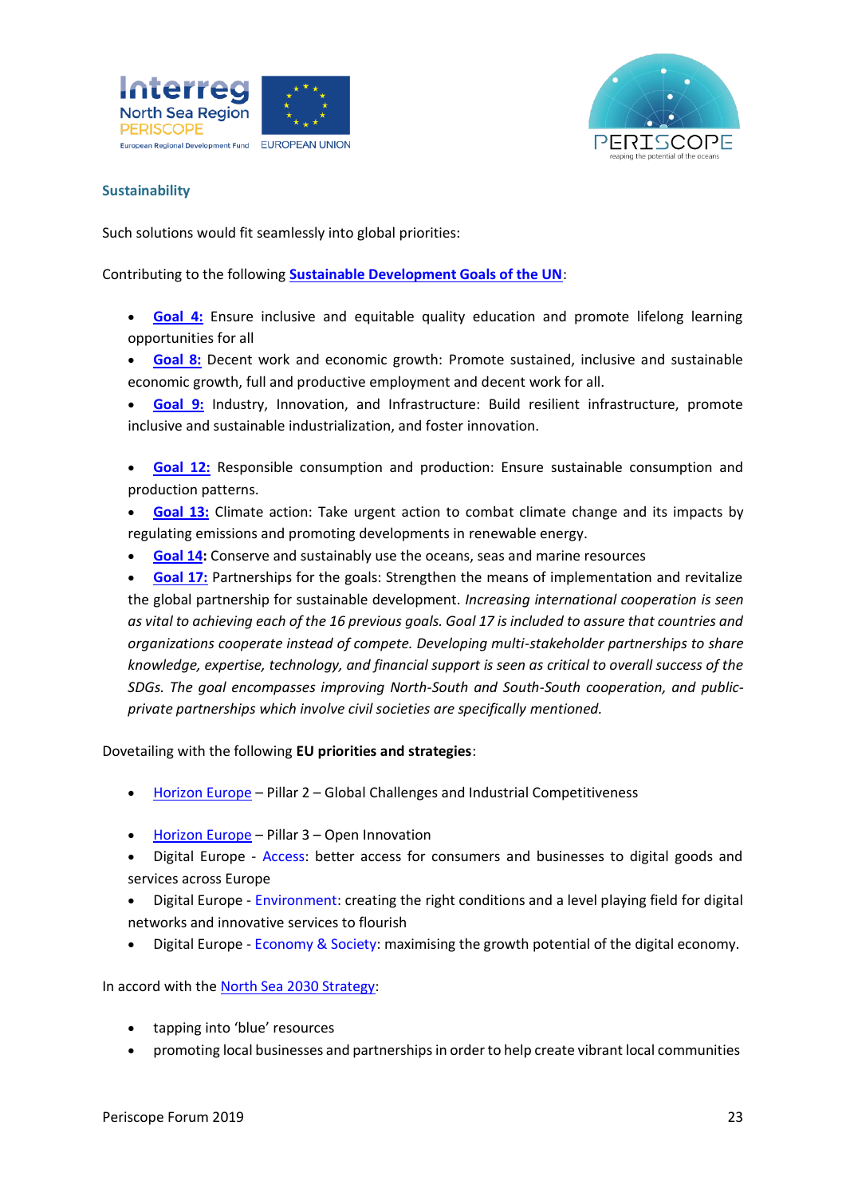## Sustainability

Such solutions would fit seamlessly into global priorities:

Contributing to the following **Sustainable Development Goals of the UN**:

- **Goal 4:** Ensure inclusive and equitable quality education and promote lifelong learning opportunities for all
- **Goal 8:** Decent work and economic growth: Promote sustained, inclusive and sustainable economic growth, full and productive employment and decent work for all.
- **Goal 9:** Industry, Innovation, and Infrastructure: Build resilient infrastructure, promote inclusive and sustainable industrialization, and foster innovation.

- **Goal 12:** Responsible consumption and production: Ensure sustainable consumption and production patterns.
- **Goal 13:** Climate action: Take urgent action to combat climate change and its impacts by regulating emissions and promoting developments in renewable energy.
- **Goal 14:** Conserve and sustainably use the oceans, seas and marine resources
- **Goal 17:** Partnerships for the goals: Strengthen the means of implementation and revitalize the global partnership for sustainable development. *Increasing international cooperation is seen as vital to achieving each of the 16 previous goals. Goal 17 is included to assure that countries and organizations cooperate instead of compete. Developing multi-stakeholder partnerships to share knowledge, expertise, technology, and financial support is seen as critical to overall success of the SDGs. The goal encompasses improving North-South and South-South cooperation, and public-private partnerships which involve civil societies are specifically mentioned.*

Dovetailing with the following **EU priorities and strategies**:

- Horizon Europe – Pillar 2 – Global Challenges and Industrial Competitiveness

- Horizon Europe – Pillar 3 – Open Innovation
- Digital Europe - Access: better access for consumers and businesses to digital goods and services across Europe
- Digital Europe - Environment: creating the right conditions and a level playing field for digital networks and innovative services to flourish
- Digital Europe - Economy & Society: maximising the growth potential of the digital economy.

In accord with the North Sea 2030 Strategy:

- tapping into 'blue' resources
- promoting local businesses and partnerships in order to help create vibrant local communities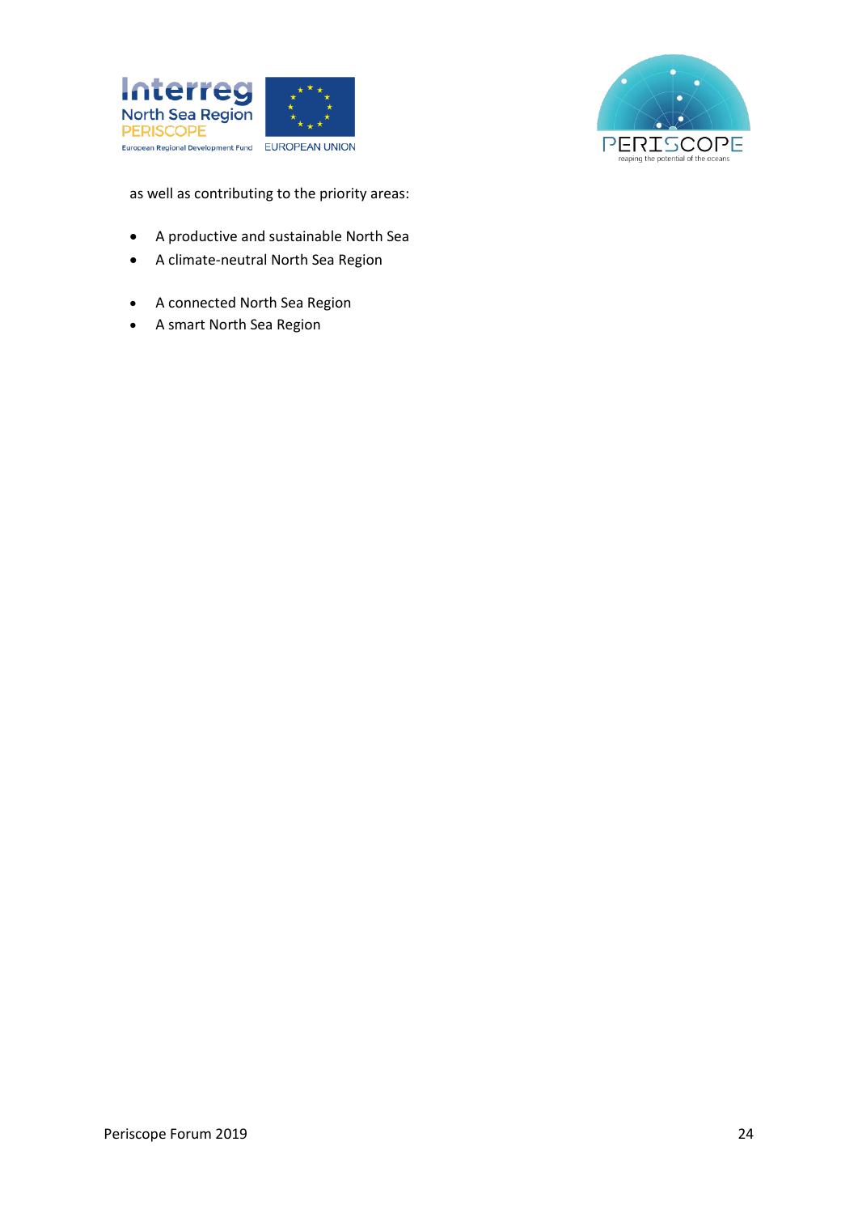as well as contributing to the priority areas:

- A productive and sustainable North Sea
- A climate-neutral North Sea Region
- A connected North Sea Region
- A smart North Sea Region